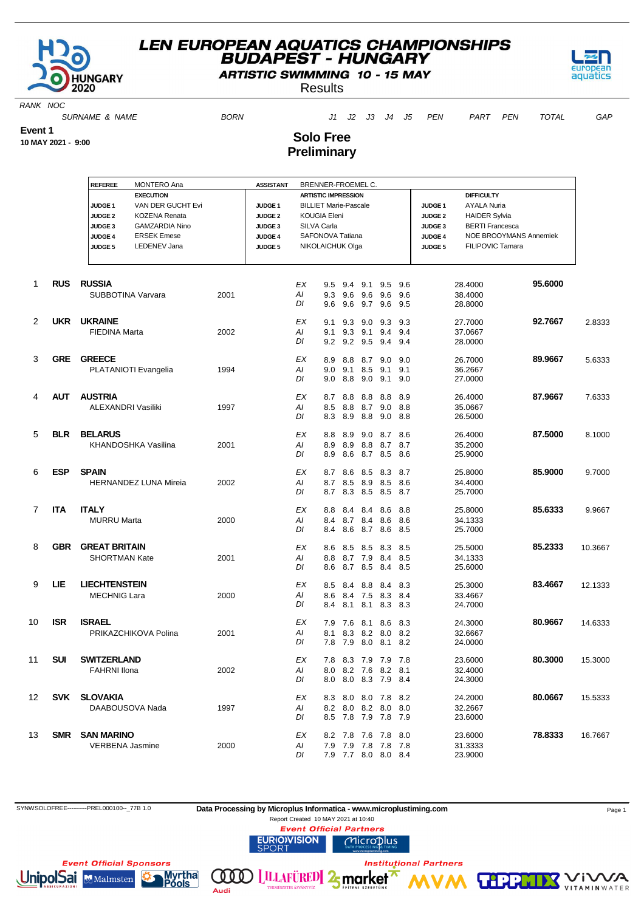# LEN EUROPEAN AQUATICS CHAMPIONSHIPS
## BUDAPEST - HUNGARY
### ARTISTIC SWIMMING 10 - 15 MAY

Results

**Event 1**
**10 MAY 2021 - 9:00**

## Solo Free
## Preliminary

| | | | | | |
|---|---|---|---|---|---|
| **REFEREE** | MONTERO Ana | **ASSISTANT** | BRENNER-FROEMEL C. | | |
| | **EXECUTION** | | **ARTISTIC IMPRESSION** | | **DIFFICULTY** |
| **JUDGE 1** | VAN DER GUCHT Evi | **JUDGE 1** | BILLIET Marie-Pascale | **JUDGE 1** | AYALA Nuria |
| **JUDGE 2** | KOZENA Renata | **JUDGE 2** | KOUGIA Eleni | **JUDGE 2** | HAIDER Sylvia |
| **JUDGE 3** | GAMZARDIA Nino | **JUDGE 3** | SILVA Carla | **JUDGE 3** | BERTI Francesca |
| **JUDGE 4** | ERSEK Emese | **JUDGE 4** | SAFONOVA Tatiana | **JUDGE 4** | NOE BROOYMANS Annemiek |
| **JUDGE 5** | LEDENEV Jana | **JUDGE 5** | NIKOLAICHUK Olga | **JUDGE 5** | FILIPOVIC Tamara |

| RANK | NOC | SURNAME & NAME | BORN | | J1 | J2 | J3 | J4 | J5 | PEN | PART | PEN | TOTAL | GAP |
|---|---|---|---|---|---|---|---|---|---|---|---|---|---|---|
| 1 | **RUS** | **RUSSIA** | | EX | 9.5 | 9.4 | 9.1 | 9.5 | 9.6 | | 28.4000 | | **95.6000** | |
| | | SUBBOTINA Varvara | 2001 | AI | 9.3 | 9.6 | 9.6 | 9.6 | 9.6 | | 38.4000 | | | |
| | | | | DI | 9.6 | 9.6 | 9.7 | 9.6 | 9.5 | | 28.8000 | | | |
| 2 | **UKR** | **UKRAINE** | | EX | 9.1 | 9.3 | 9.0 | 9.3 | 9.3 | | 27.7000 | | **92.7667** | 2.8333 |
| | | FIEDINA Marta | 2002 | AI | 9.1 | 9.3 | 9.1 | 9.4 | 9.4 | | 37.0667 | | | |
| | | | | DI | 9.2 | 9.2 | 9.5 | 9.4 | 9.4 | | 28.0000 | | | |
| 3 | **GRE** | **GREECE** | | EX | 8.9 | 8.8 | 8.7 | 9.0 | 9.0 | | 26.7000 | | **89.9667** | 5.6333 |
| | | PLATANIOTI Evangelia | 1994 | AI | 9.0 | 9.1 | 8.5 | 9.1 | 9.1 | | 36.2667 | | | |
| | | | | DI | 9.0 | 8.8 | 9.0 | 9.1 | 9.0 | | 27.0000 | | | |
| 4 | **AUT** | **AUSTRIA** | | EX | 8.7 | 8.8 | 8.8 | 8.8 | 8.9 | | 26.4000 | | **87.9667** | 7.6333 |
| | | ALEXANDRI Vasiliki | 1997 | AI | 8.5 | 8.8 | 8.7 | 9.0 | 8.8 | | 35.0667 | | | |
| | | | | DI | 8.3 | 8.9 | 8.8 | 9.0 | 8.8 | | 26.5000 | | | |
| 5 | **BLR** | **BELARUS** | | EX | 8.8 | 8.9 | 9.0 | 8.7 | 8.6 | | 26.4000 | | **87.5000** | 8.1000 |
| | | KHANDOSHKA Vasilina | 2001 | AI | 8.9 | 8.9 | 8.8 | 8.7 | 8.7 | | 35.2000 | | | |
| | | | | DI | 8.9 | 8.6 | 8.7 | 8.5 | 8.6 | | 25.9000 | | | |
| 6 | **ESP** | **SPAIN** | | EX | 8.7 | 8.6 | 8.5 | 8.3 | 8.7 | | 25.8000 | | **85.9000** | 9.7000 |
| | | HERNANDEZ LUNA Mireia | 2002 | AI | 8.7 | 8.5 | 8.9 | 8.5 | 8.6 | | 34.4000 | | | |
| | | | | DI | 8.7 | 8.3 | 8.5 | 8.5 | 8.7 | | 25.7000 | | | |
| 7 | **ITA** | **ITALY** | | EX | 8.8 | 8.4 | 8.4 | 8.6 | 8.8 | | 25.8000 | | **85.6333** | 9.9667 |
| | | MURRU Marta | 2000 | AI | 8.4 | 8.7 | 8.4 | 8.6 | 8.6 | | 34.1333 | | | |
| | | | | DI | 8.4 | 8.6 | 8.7 | 8.6 | 8.5 | | 25.7000 | | | |
| 8 | **GBR** | **GREAT BRITAIN** | | EX | 8.6 | 8.5 | 8.5 | 8.3 | 8.5 | | 25.5000 | | **85.2333** | 10.3667 |
| | | SHORTMAN Kate | 2001 | AI | 8.8 | 8.7 | 7.9 | 8.4 | 8.5 | | 34.1333 | | | |
| | | | | DI | 8.6 | 8.7 | 8.5 | 8.4 | 8.5 | | 25.6000 | | | |
| 9 | **LIE** | **LIECHTENSTEIN** | | EX | 8.5 | 8.4 | 8.8 | 8.4 | 8.3 | | 25.3000 | | **83.4667** | 12.1333 |
| | | MECHNIG Lara | 2000 | AI | 8.6 | 8.4 | 7.5 | 8.3 | 8.4 | | 33.4667 | | | |
| | | | | DI | 8.4 | 8.1 | 8.1 | 8.3 | 8.3 | | 24.7000 | | | |
| 10 | **ISR** | **ISRAEL** | | EX | 7.9 | 7.6 | 8.1 | 8.6 | 8.3 | | 24.3000 | | **80.9667** | 14.6333 |
| | | PRIKAZCHIKOVA Polina | 2001 | AI | 8.1 | 8.3 | 8.2 | 8.0 | 8.2 | | 32.6667 | | | |
| | | | | DI | 7.8 | 7.9 | 8.0 | 8.1 | 8.2 | | 24.0000 | | | |
| 11 | **SUI** | **SWITZERLAND** | | EX | 7.8 | 8.3 | 7.9 | 7.9 | 7.8 | | 23.6000 | | **80.3000** | 15.3000 |
| | | FAHRNI Ilona | 2002 | AI | 8.0 | 8.2 | 7.6 | 8.2 | 8.1 | | 32.4000 | | | |
| | | | | DI | 8.0 | 8.0 | 8.3 | 7.9 | 8.4 | | 24.3000 | | | |
| 12 | **SVK** | **SLOVAKIA** | | EX | 8.3 | 8.0 | 8.0 | 7.8 | 8.2 | | 24.2000 | | **80.0667** | 15.5333 |
| | | DAABOUSOVA Nada | 1997 | AI | 8.2 | 8.0 | 8.2 | 8.0 | 8.0 | | 32.2667 | | | |
| | | | | DI | 8.5 | 7.8 | 7.9 | 7.8 | 7.9 | | 23.6000 | | | |
| 13 | **SMR** | **SAN MARINO** | | EX | 8.2 | 7.8 | 7.6 | 7.8 | 8.0 | | 23.6000 | | **78.8333** | 16.7667 |
| | | VERBENA Jasmine | 2000 | AI | 7.9 | 7.9 | 7.8 | 7.8 | 7.8 | | 31.3333 | | | |
| | | | | DI | 7.9 | 7.7 | 8.0 | 8.0 | 8.4 | | 23.9000 | | | |

SYNWSOLOFREE----------PREL000100--_77B 1.0 — **Data Processing by Microplus Informatica - www.microplustiming.com**

Report Created 10 MAY 2021 at 10:40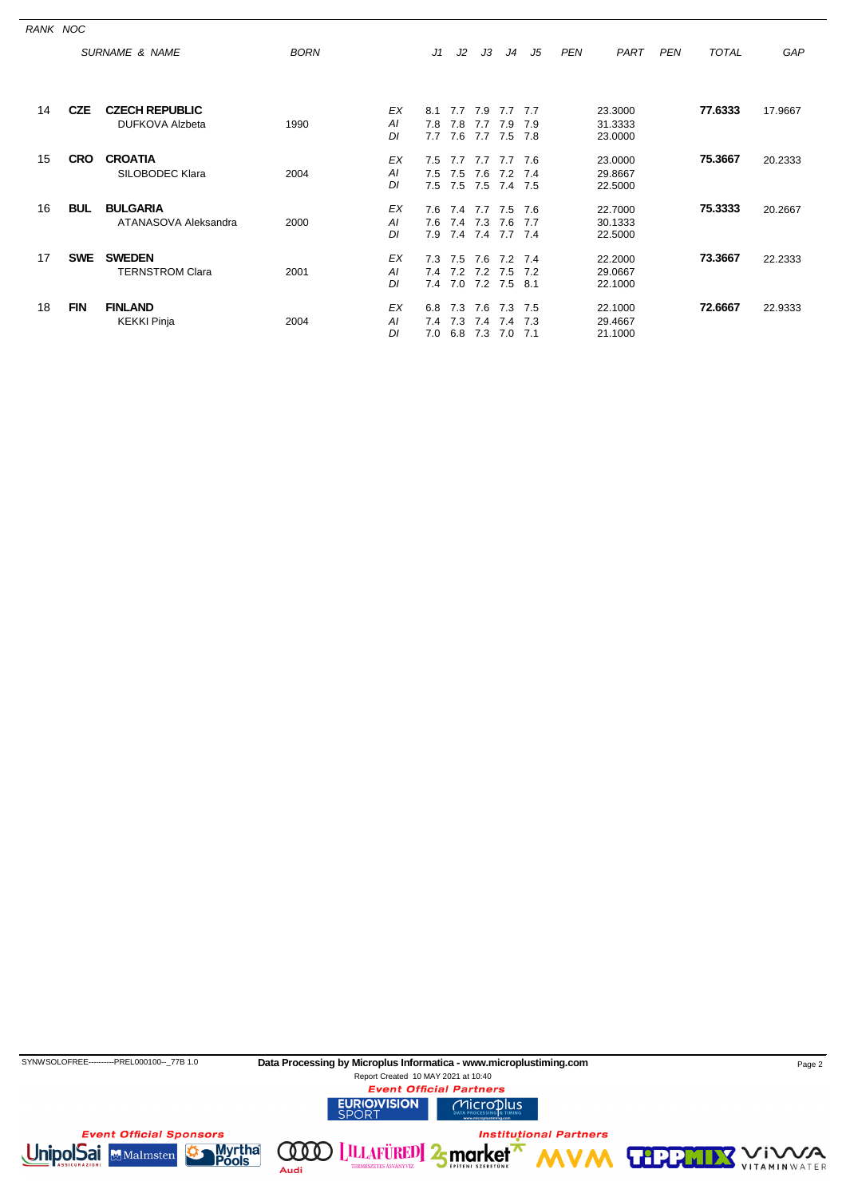| RANK | NOC | SURNAME & NAME | BORN | | J1 | J2 | J3 | J4 | J5 | PEN | PART | PEN | TOTAL | GAP |
|---|---|---|---|---|---|---|---|---|---|---|---|---|---|---|
| 14 | **CZE** | **CZECH REPUBLIC** | | EX | 8.1 | 7.7 | 7.9 | 7.7 | 7.7 | | 23.3000 | | **77.6333** | 17.9667 |
| | | DUFKOVA Alzbeta | 1990 | AI | 7.8 | 7.8 | 7.7 | 7.9 | 7.9 | | 31.3333 | | | |
| | | | | DI | 7.7 | 7.6 | 7.7 | 7.5 | 7.8 | | 23.0000 | | | |
| 15 | **CRO** | **CROATIA** | | EX | 7.5 | 7.7 | 7.7 | 7.7 | 7.6 | | 23.0000 | | **75.3667** | 20.2333 |
| | | SILOBODEC Klara | 2004 | AI | 7.5 | 7.5 | 7.6 | 7.2 | 7.4 | | 29.8667 | | | |
| | | | | DI | 7.5 | 7.5 | 7.5 | 7.4 | 7.5 | | 22.5000 | | | |
| 16 | **BUL** | **BULGARIA** | | EX | 7.6 | 7.4 | 7.7 | 7.5 | 7.6 | | 22.7000 | | **75.3333** | 20.2667 |
| | | ATANASOVA Aleksandra | 2000 | AI | 7.6 | 7.4 | 7.3 | 7.6 | 7.7 | | 30.1333 | | | |
| | | | | DI | 7.9 | 7.4 | 7.4 | 7.7 | 7.4 | | 22.5000 | | | |
| 17 | **SWE** | **SWEDEN** | | EX | 7.3 | 7.5 | 7.6 | 7.2 | 7.4 | | 22.2000 | | **73.3667** | 22.2333 |
| | | TERNSTROM Clara | 2001 | AI | 7.4 | 7.2 | 7.2 | 7.5 | 7.2 | | 29.0667 | | | |
| | | | | DI | 7.4 | 7.0 | 7.2 | 7.5 | 8.1 | | 22.1000 | | | |
| 18 | **FIN** | **FINLAND** | | EX | 6.8 | 7.3 | 7.6 | 7.3 | 7.5 | | 22.1000 | | **72.6667** | 22.9333 |
| | | KEKKI Pinja | 2004 | AI | 7.4 | 7.3 | 7.4 | 7.4 | 7.3 | | 29.4667 | | | |
| | | | | DI | 7.0 | 6.8 | 7.3 | 7.0 | 7.1 | | 21.1000 | | | |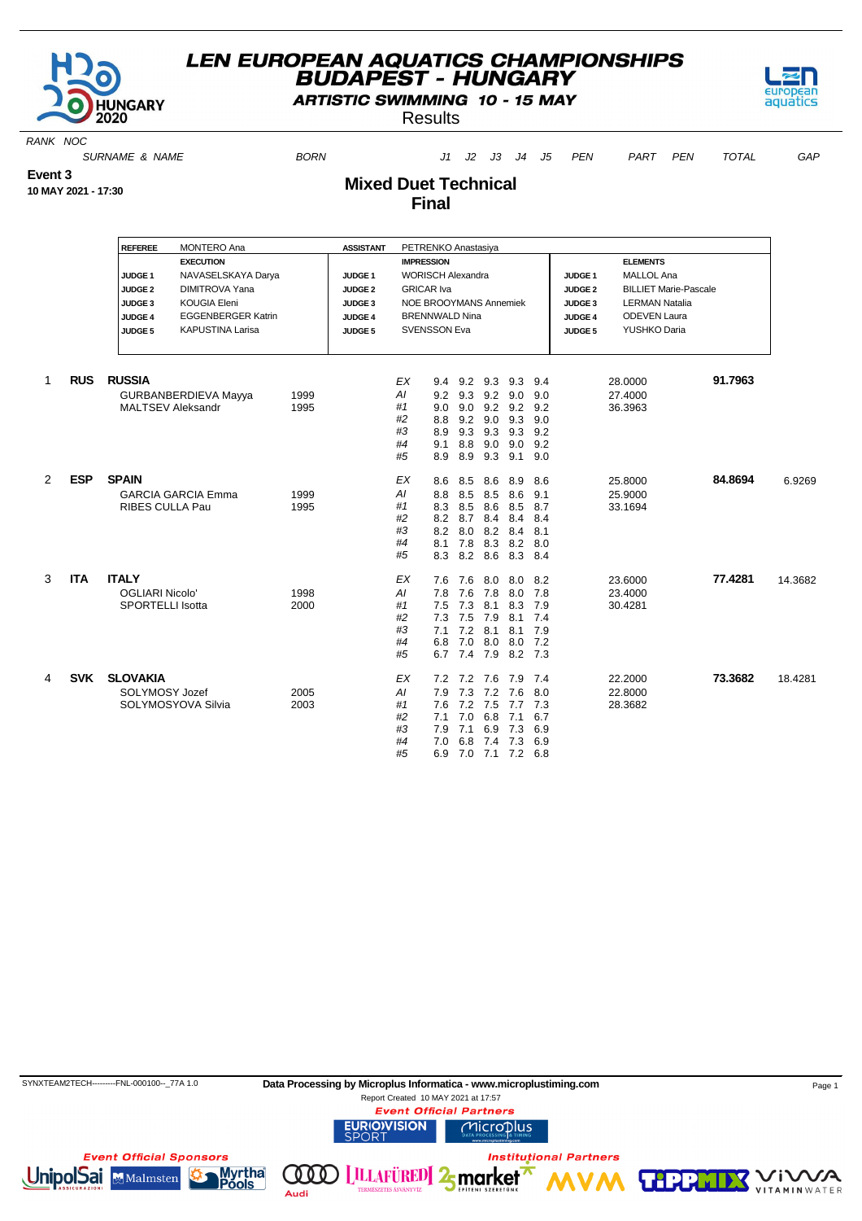# LEN EUROPEAN AQUATICS CHAMPIONSHIPS
## BUDAPEST - HUNGARY
### ARTISTIC SWIMMING 10 - 15 MAY
Results

**Event 3**
**10 MAY 2021 - 17:30**

## Mixed Duet Technical
## Final

| REFEREE | MONTERO Ana | ASSISTANT | PETRENKO Anastasiya | | |
|---|---|---|---|---|---|
| | **EXECUTION** | | **IMPRESSION** | | **ELEMENTS** |
| JUDGE 1 | NAVASELSKAYA Darya | JUDGE 1 | WORISCH Alexandra | JUDGE 1 | MALLOL Ana |
| JUDGE 2 | DIMITROVA Yana | JUDGE 2 | GRICAR Iva | JUDGE 2 | BILLIET Marie-Pascale |
| JUDGE 3 | KOUGIA Eleni | JUDGE 3 | NOE BROOYMANS Annemiek | JUDGE 3 | LERMAN Natalia |
| JUDGE 4 | EGGENBERGER Katrin | JUDGE 4 | BRENNWALD Nina | JUDGE 4 | ODEVEN Laura |
| JUDGE 5 | KAPUSTINA Larisa | JUDGE 5 | SVENSSON Eva | JUDGE 5 | YUSHKO Daria |

| RANK | NOC | SURNAME & NAME | BORN | | J1 | J2 | J3 | J4 | J5 | PEN | PART | PEN | TOTAL | GAP |
|---|---|---|---|---|---|---|---|---|---|---|---|---|---|---|
| 1 | RUS | **RUSSIA** | | EX | 9.4 | 9.2 | 9.3 | 9.3 | 9.4 | | 28.0000 | | **91.7963** | |
| | | GURBANBERDIEVA Mayya | 1999 | AI | 9.2 | 9.3 | 9.2 | 9.0 | 9.0 | | 27.4000 | | | |
| | | MALTSEV Aleksandr | 1995 | #1 | 9.0 | 9.0 | 9.2 | 9.2 | 9.2 | | 36.3963 | | | |
| | | | | #2 | 8.8 | 9.2 | 9.0 | 9.3 | 9.0 | | | | | |
| | | | | #3 | 8.9 | 9.3 | 9.3 | 9.3 | 9.2 | | | | | |
| | | | | #4 | 9.1 | 8.8 | 9.0 | 9.0 | 9.2 | | | | | |
| | | | | #5 | 8.9 | 8.9 | 9.3 | 9.1 | 9.0 | | | | | |
| 2 | ESP | **SPAIN** | | EX | 8.6 | 8.5 | 8.6 | 8.9 | 8.6 | | 25.8000 | | **84.8694** | 6.9269 |
| | | GARCIA GARCIA Emma | 1999 | AI | 8.8 | 8.5 | 8.5 | 8.6 | 9.1 | | 25.9000 | | | |
| | | RIBES CULLA Pau | 1995 | #1 | 8.3 | 8.5 | 8.6 | 8.5 | 8.7 | | 33.1694 | | | |
| | | | | #2 | 8.2 | 8.7 | 8.4 | 8.4 | 8.4 | | | | | |
| | | | | #3 | 8.2 | 8.0 | 8.2 | 8.4 | 8.1 | | | | | |
| | | | | #4 | 8.1 | 7.8 | 8.3 | 8.2 | 8.0 | | | | | |
| | | | | #5 | 8.3 | 8.2 | 8.6 | 8.3 | 8.4 | | | | | |
| 3 | ITA | **ITALY** | | EX | 7.6 | 7.6 | 8.0 | 8.0 | 8.2 | | 23.6000 | | **77.4281** | 14.3682 |
| | | OGLIARI Nicolo' | 1998 | AI | 7.8 | 7.6 | 7.8 | 8.0 | 7.8 | | 23.4000 | | | |
| | | SPORTELLI Isotta | 2000 | #1 | 7.5 | 7.3 | 8.1 | 8.3 | 7.9 | | 30.4281 | | | |
| | | | | #2 | 7.3 | 7.5 | 7.9 | 8.1 | 7.4 | | | | | |
| | | | | #3 | 7.1 | 7.2 | 8.1 | 8.1 | 7.9 | | | | | |
| | | | | #4 | 6.8 | 7.0 | 8.0 | 8.0 | 7.2 | | | | | |
| | | | | #5 | 6.7 | 7.4 | 7.9 | 8.2 | 7.3 | | | | | |
| 4 | SVK | **SLOVAKIA** | | EX | 7.2 | 7.2 | 7.6 | 7.9 | 7.4 | | 22.2000 | | **73.3682** | 18.4281 |
| | | SOLYMOSY Jozef | 2005 | AI | 7.9 | 7.3 | 7.2 | 7.6 | 8.0 | | 22.8000 | | | |
| | | SOLYMOSYOVA Silvia | 2003 | #1 | 7.6 | 7.2 | 7.5 | 7.7 | 7.3 | | 28.3682 | | | |
| | | | | #2 | 7.1 | 7.0 | 6.8 | 7.1 | 6.7 | | | | | |
| | | | | #3 | 7.9 | 7.1 | 6.9 | 7.3 | 6.9 | | | | | |
| | | | | #4 | 7.0 | 6.8 | 7.4 | 7.3 | 6.9 | | | | | |
| | | | | #5 | 6.9 | 7.0 | 7.1 | 7.2 | 6.8 | | | | | |

SYNXTEAM2TECH---------FNL-000100--_77A 1.0

Data Processing by Microplus Informatica - www.microplustiming.com

Report Created 10 MAY 2021 at 17:57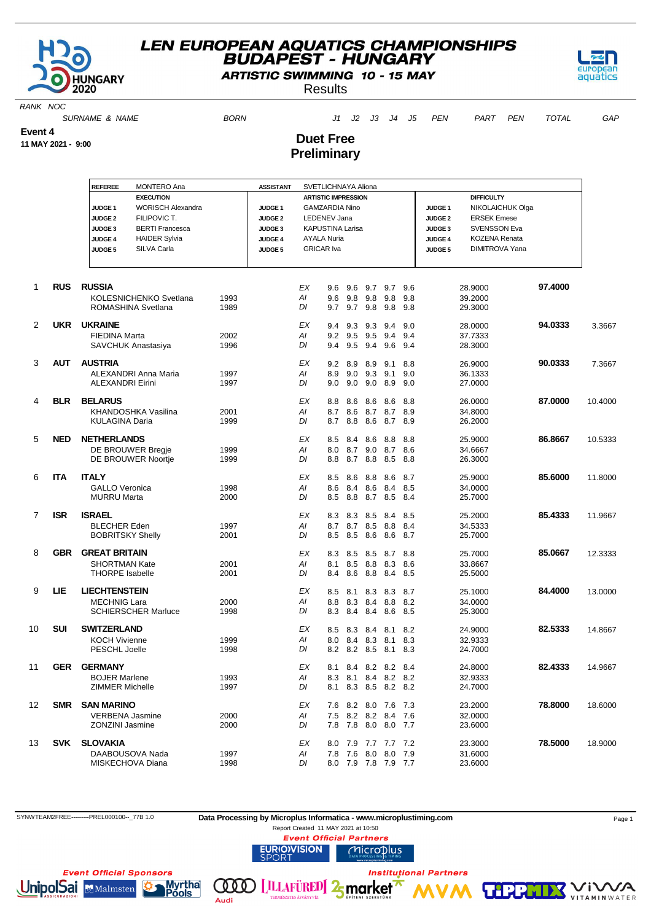# LEN EUROPEAN AQUATICS CHAMPIONSHIPS
## BUDAPEST - HUNGARY
### ARTISTIC SWIMMING 10 - 15 MAY
Results

**Event 4**
**11 MAY 2021 - 9:00**

## Duet Free
## Preliminary

| | | | | | |
|---|---|---|---|---|---|
| REFEREE | MONTERO Ana | ASSISTANT | SVETLICHNAYA Aliona | | |
| | EXECUTION | | ARTISTIC IMPRESSION | | DIFFICULTY |
| JUDGE 1 | WORISCH Alexandra | JUDGE 1 | GAMZARDIA Nino | JUDGE 1 | NIKOLAICHUK Olga |
| JUDGE 2 | FILIPOVIC T. | JUDGE 2 | LEDENEV Jana | JUDGE 2 | ERSEK Emese |
| JUDGE 3 | BERTI Francesca | JUDGE 3 | KAPUSTINA Larisa | JUDGE 3 | SVENSSON Eva |
| JUDGE 4 | HAIDER Sylvia | JUDGE 4 | AYALA Nuria | JUDGE 4 | KOZENA Renata |
| JUDGE 5 | SILVA Carla | JUDGE 5 | GRICAR Iva | JUDGE 5 | DIMITROVA Yana |

| RANK | NOC | SURNAME & NAME | BORN | | J1 | J2 | J3 | J4 | J5 | PEN | PART | PEN | TOTAL | GAP |
|---|---|---|---|---|---|---|---|---|---|---|---|---|---|---|
| 1 | RUS | **RUSSIA** | | EX | 9.6 | 9.6 | 9.7 | 9.7 | 9.6 | | 28.9000 | | **97.4000** | |
| | | KOLESNICHENKO Svetlana | 1993 | AI | 9.6 | 9.8 | 9.8 | 9.8 | 9.8 | | 39.2000 | | | |
| | | ROMASHINA Svetlana | 1989 | DI | 9.7 | 9.7 | 9.8 | 9.8 | 9.8 | | 29.3000 | | | |
| 2 | UKR | **UKRAINE** | | EX | 9.4 | 9.3 | 9.3 | 9.4 | 9.0 | | 28.0000 | | **94.0333** | 3.3667 |
| | | FIEDINA Marta | 2002 | AI | 9.2 | 9.5 | 9.5 | 9.4 | 9.4 | | 37.7333 | | | |
| | | SAVCHUK Anastasiya | 1996 | DI | 9.4 | 9.5 | 9.4 | 9.6 | 9.4 | | 28.3000 | | | |
| 3 | AUT | **AUSTRIA** | | EX | 9.2 | 8.9 | 8.9 | 9.1 | 8.8 | | 26.9000 | | **90.0333** | 7.3667 |
| | | ALEXANDRI Anna Maria | 1997 | AI | 8.9 | 9.0 | 9.3 | 9.1 | 9.0 | | 36.1333 | | | |
| | | ALEXANDRI Eirini | 1997 | DI | 9.0 | 9.0 | 9.0 | 8.9 | 9.0 | | 27.0000 | | | |
| 4 | BLR | **BELARUS** | | EX | 8.8 | 8.6 | 8.6 | 8.6 | 8.8 | | 26.0000 | | **87.0000** | 10.4000 |
| | | KHANDOSHKA Vasilina | 2001 | AI | 8.7 | 8.6 | 8.7 | 8.7 | 8.9 | | 34.8000 | | | |
| | | KULAGINA Daria | 1999 | DI | 8.7 | 8.8 | 8.6 | 8.7 | 8.9 | | 26.2000 | | | |
| 5 | NED | **NETHERLANDS** | | EX | 8.5 | 8.4 | 8.6 | 8.8 | 8.8 | | 25.9000 | | **86.8667** | 10.5333 |
| | | DE BROUWER Bregje | 1999 | AI | 8.0 | 8.7 | 9.0 | 8.7 | 8.6 | | 34.6667 | | | |
| | | DE BROUWER Noortje | 1999 | DI | 8.8 | 8.7 | 8.8 | 8.5 | 8.8 | | 26.3000 | | | |
| 6 | ITA | **ITALY** | | EX | 8.5 | 8.6 | 8.8 | 8.6 | 8.7 | | 25.9000 | | **85.6000** | 11.8000 |
| | | GALLO Veronica | 1998 | AI | 8.6 | 8.4 | 8.6 | 8.4 | 8.5 | | 34.0000 | | | |
| | | MURRU Marta | 2000 | DI | 8.5 | 8.8 | 8.7 | 8.5 | 8.4 | | 25.7000 | | | |
| 7 | ISR | **ISRAEL** | | EX | 8.3 | 8.3 | 8.5 | 8.4 | 8.5 | | 25.2000 | | **85.4333** | 11.9667 |
| | | BLECHER Eden | 1997 | AI | 8.7 | 8.7 | 8.5 | 8.8 | 8.4 | | 34.5333 | | | |
| | | BOBRITSKY Shelly | 2001 | DI | 8.5 | 8.5 | 8.6 | 8.6 | 8.7 | | 25.7000 | | | |
| 8 | GBR | **GREAT BRITAIN** | | EX | 8.3 | 8.5 | 8.5 | 8.7 | 8.8 | | 25.7000 | | **85.0667** | 12.3333 |
| | | SHORTMAN Kate | 2001 | AI | 8.1 | 8.5 | 8.8 | 8.3 | 8.6 | | 33.8667 | | | |
| | | THORPE Isabelle | 2001 | DI | 8.4 | 8.6 | 8.8 | 8.4 | 8.5 | | 25.5000 | | | |
| 9 | LIE | **LIECHTENSTEIN** | | EX | 8.5 | 8.1 | 8.3 | 8.3 | 8.7 | | 25.1000 | | **84.4000** | 13.0000 |
| | | MECHNIG Lara | 2000 | AI | 8.8 | 8.3 | 8.4 | 8.8 | 8.2 | | 34.0000 | | | |
| | | SCHIERSCHER Marluce | 1998 | DI | 8.3 | 8.4 | 8.4 | 8.6 | 8.5 | | 25.3000 | | | |
| 10 | SUI | **SWITZERLAND** | | EX | 8.5 | 8.3 | 8.4 | 8.1 | 8.2 | | 24.9000 | | **82.5333** | 14.8667 |
| | | KOCH Vivienne | 1999 | AI | 8.0 | 8.4 | 8.3 | 8.1 | 8.3 | | 32.9333 | | | |
| | | PESCHL Joelle | 1998 | DI | 8.2 | 8.2 | 8.5 | 8.1 | 8.3 | | 24.7000 | | | |
| 11 | GER | **GERMANY** | | EX | 8.1 | 8.4 | 8.2 | 8.2 | 8.4 | | 24.8000 | | **82.4333** | 14.9667 |
| | | BOJER Marlene | 1993 | AI | 8.3 | 8.1 | 8.4 | 8.2 | 8.2 | | 32.9333 | | | |
| | | ZIMMER Michelle | 1997 | DI | 8.1 | 8.3 | 8.5 | 8.2 | 8.2 | | 24.7000 | | | |
| 12 | SMR | **SAN MARINO** | | EX | 7.6 | 8.2 | 8.0 | 7.6 | 7.3 | | 23.2000 | | **78.8000** | 18.6000 |
| | | VERBENA Jasmine | 2000 | AI | 7.5 | 8.2 | 8.2 | 8.4 | 7.6 | | 32.0000 | | | |
| | | ZONZINI Jasmine | 2000 | DI | 7.8 | 7.8 | 8.0 | 8.0 | 7.7 | | 23.6000 | | | |
| 13 | SVK | **SLOVAKIA** | | EX | 8.0 | 7.9 | 7.7 | 7.7 | 7.2 | | 23.3000 | | **78.5000** | 18.9000 |
| | | DAABOUSOVA Nada | 1997 | AI | 7.8 | 7.6 | 8.0 | 8.0 | 7.9 | | 31.6000 | | | |
| | | MISKECHOVA Diana | 1998 | DI | 8.0 | 7.9 | 7.8 | 7.9 | 7.7 | | 23.6000 | | | |

SYNWTEAM2FREE---------PREL000100--_77B 1.0 **Data Processing by Microplus Informatica - www.microplustiming.com**
Report Created 11 MAY 2021 at 10:50

Event Official Partners
Event Official Sponsors
Institutional Partners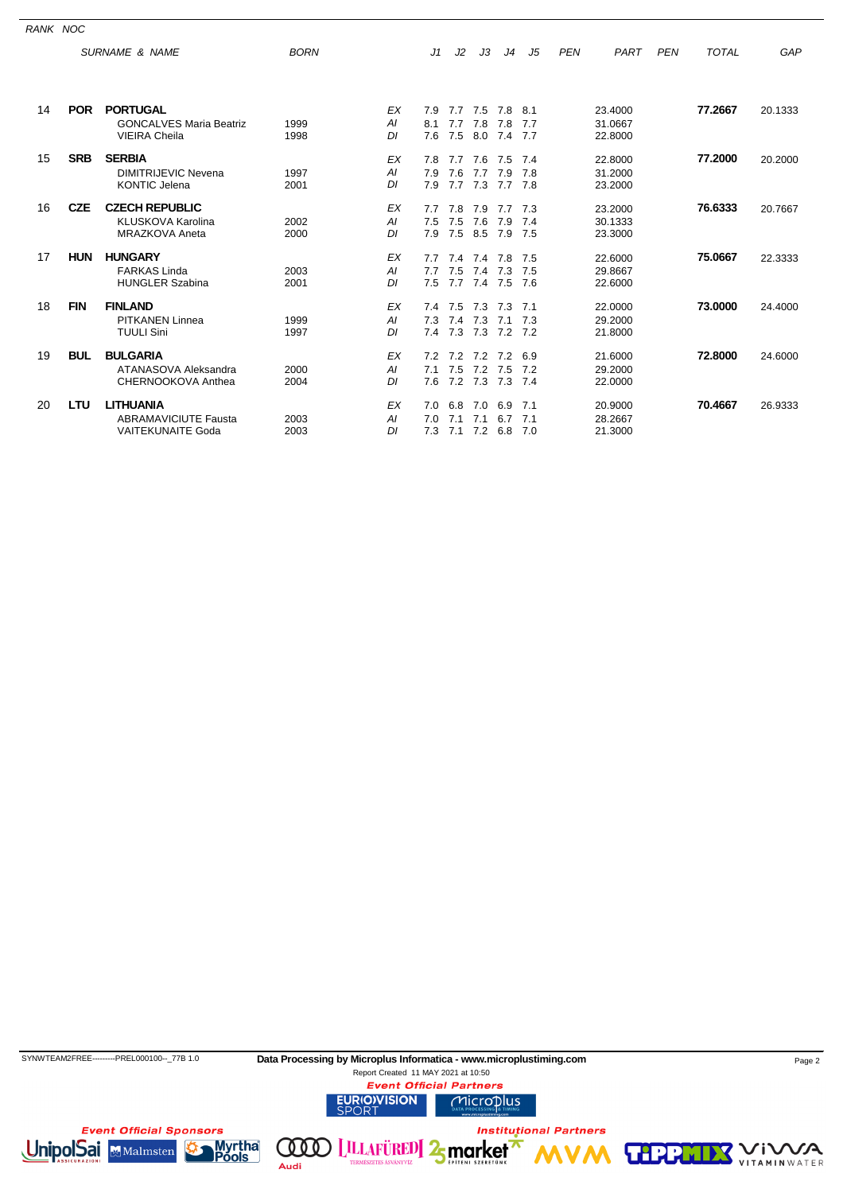| RANK | NOC | SURNAME & NAME | BORN | | J1 | J2 | J3 | J4 | J5 | PEN | PART | PEN | TOTAL | GAP |
|---|---|---|---|---|---|---|---|---|---|---|---|---|---|---|
| 14 | POR | **PORTUGAL** | | EX | 7.9 | 7.7 | 7.5 | 7.8 | 8.1 | | 23.4000 | | **77.2667** | 20.1333 |
| | | GONCALVES Maria Beatriz | 1999 | AI | 8.1 | 7.7 | 7.8 | 7.8 | 7.7 | | 31.0667 | | | |
| | | VIEIRA Cheila | 1998 | DI | 7.6 | 7.5 | 8.0 | 7.4 | 7.7 | | 22.8000 | | | |
| 15 | SRB | **SERBIA** | | EX | 7.8 | 7.7 | 7.6 | 7.5 | 7.4 | | 22.8000 | | **77.2000** | 20.2000 |
| | | DIMITRIJEVIC Nevena | 1997 | AI | 7.9 | 7.6 | 7.7 | 7.9 | 7.8 | | 31.2000 | | | |
| | | KONTIC Jelena | 2001 | DI | 7.9 | 7.7 | 7.3 | 7.7 | 7.8 | | 23.2000 | | | |
| 16 | CZE | **CZECH REPUBLIC** | | EX | 7.7 | 7.8 | 7.9 | 7.7 | 7.3 | | 23.2000 | | **76.6333** | 20.7667 |
| | | KLUSKOVA Karolina | 2002 | AI | 7.5 | 7.5 | 7.6 | 7.9 | 7.4 | | 30.1333 | | | |
| | | MRAZKOVA Aneta | 2000 | DI | 7.9 | 7.5 | 8.5 | 7.9 | 7.5 | | 23.3000 | | | |
| 17 | HUN | **HUNGARY** | | EX | 7.7 | 7.4 | 7.4 | 7.8 | 7.5 | | 22.6000 | | **75.0667** | 22.3333 |
| | | FARKAS Linda | 2003 | AI | 7.7 | 7.5 | 7.4 | 7.3 | 7.5 | | 29.8667 | | | |
| | | HUNGLER Szabina | 2001 | DI | 7.5 | 7.7 | 7.4 | 7.5 | 7.6 | | 22.6000 | | | |
| 18 | FIN | **FINLAND** | | EX | 7.4 | 7.5 | 7.3 | 7.3 | 7.1 | | 22.0000 | | **73.0000** | 24.4000 |
| | | PITKANEN Linnea | 1999 | AI | 7.3 | 7.4 | 7.3 | 7.1 | 7.3 | | 29.2000 | | | |
| | | TUULI Sini | 1997 | DI | 7.4 | 7.3 | 7.3 | 7.2 | 7.2 | | 21.8000 | | | |
| 19 | BUL | **BULGARIA** | | EX | 7.2 | 7.2 | 7.2 | 7.2 | 6.9 | | 21.6000 | | **72.8000** | 24.6000 |
| | | ATANASOVA Aleksandra | 2000 | AI | 7.1 | 7.5 | 7.2 | 7.5 | 7.2 | | 29.2000 | | | |
| | | CHERNOOKOVA Anthea | 2004 | DI | 7.6 | 7.2 | 7.3 | 7.3 | 7.4 | | 22.0000 | | | |
| 20 | LTU | **LITHUANIA** | | EX | 7.0 | 6.8 | 7.0 | 6.9 | 7.1 | | 20.9000 | | **70.4667** | 26.9333 |
| | | ABRAMAVICIUTE Fausta | 2003 | AI | 7.0 | 7.1 | 7.1 | 6.7 | 7.1 | | 28.2667 | | | |
| | | VAITEKUNAITE Goda | 2003 | DI | 7.3 | 7.1 | 7.2 | 6.8 | 7.0 | | 21.3000 | | | |

SYNWTEAM2FREE---------PREL000100--_77B 1.0

**Data Processing by Microplus Informatica - www.microplustiming.com**

Report Created 11 MAY 2021 at 10:50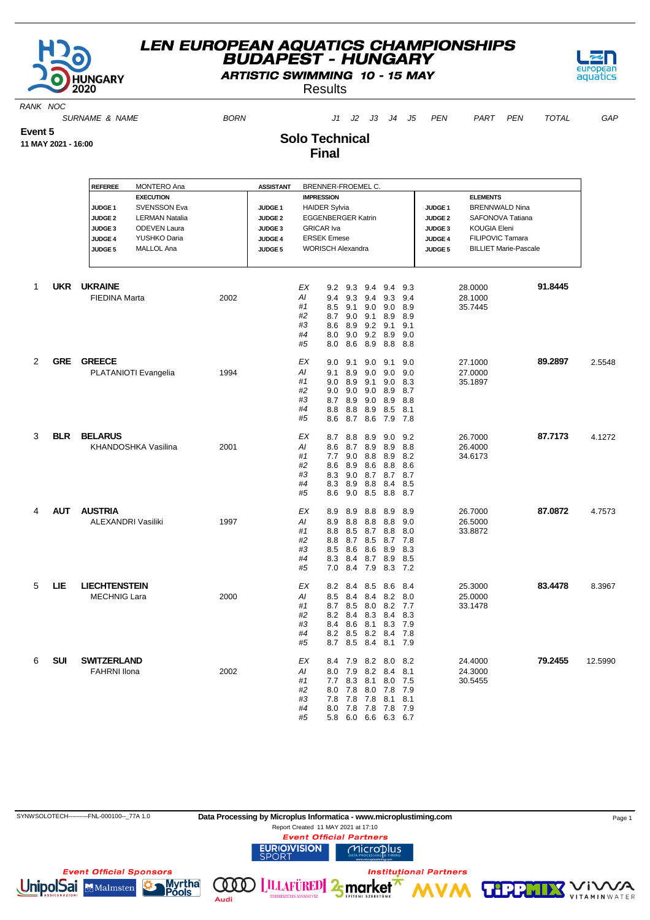# LEN EUROPEAN AQUATICS CHAMPIONSHIPS
## BUDAPEST - HUNGARY
### ARTISTIC SWIMMING 10 - 15 MAY

Results

**Event 5**
**11 MAY 2021 - 16:00**

## Solo Technical
## Final

| REFEREE | MONTERO Ana | ASSISTANT | BRENNER-FROEMEL C. | | |
|---|---|---|---|---|---|
| | **EXECUTION** | | **IMPRESSION** | | **ELEMENTS** |
| JUDGE 1 | SVENSSON Eva | JUDGE 1 | HAIDER Sylvia | JUDGE 1 | BRENNWALD Nina |
| JUDGE 2 | LERMAN Natalia | JUDGE 2 | EGGENBERGER Katrin | JUDGE 2 | SAFONOVA Tatiana |
| JUDGE 3 | ODEVEN Laura | JUDGE 3 | GRICAR Iva | JUDGE 3 | KOUGIA Eleni |
| JUDGE 4 | YUSHKO Daria | JUDGE 4 | ERSEK Emese | JUDGE 4 | FILIPOVIC Tamara |
| JUDGE 5 | MALLOL Ana | JUDGE 5 | WORISCH Alexandra | JUDGE 5 | BILLIET Marie-Pascale |

| RANK | NOC | SURNAME & NAME | BORN | | J1 | J2 | J3 | J4 | J5 | PEN | PART | PEN | TOTAL | GAP |
|---|---|---|---|---|---|---|---|---|---|---|---|---|---|---|
| 1 | UKR | **UKRAINE** | | EX | 9.2 | 9.3 | 9.4 | 9.4 | 9.3 | | 28.0000 | | **91.8445** | |
| | | FIEDINA Marta | 2002 | AI | 9.4 | 9.3 | 9.4 | 9.3 | 9.4 | | 28.1000 | | | |
| | | | | #1 | 8.5 | 9.1 | 9.0 | 9.0 | 8.9 | | 35.7445 | | | |
| | | | | #2 | 8.7 | 9.0 | 9.1 | 8.9 | 8.9 | | | | | |
| | | | | #3 | 8.6 | 8.9 | 9.2 | 9.1 | 9.1 | | | | | |
| | | | | #4 | 8.0 | 9.0 | 9.2 | 8.9 | 9.0 | | | | | |
| | | | | #5 | 8.0 | 8.6 | 8.9 | 8.8 | 8.8 | | | | | |
| 2 | GRE | **GREECE** | | EX | 9.0 | 9.1 | 9.0 | 9.1 | 9.0 | | 27.1000 | | **89.2897** | 2.5548 |
| | | PLATANIOTI Evangelia | 1994 | AI | 9.1 | 8.9 | 9.0 | 9.0 | 9.0 | | 27.0000 | | | |
| | | | | #1 | 9.0 | 8.9 | 9.1 | 9.0 | 8.3 | | 35.1897 | | | |
| | | | | #2 | 9.0 | 9.0 | 9.0 | 8.9 | 8.7 | | | | | |
| | | | | #3 | 8.7 | 8.9 | 9.0 | 8.9 | 8.8 | | | | | |
| | | | | #4 | 8.8 | 8.8 | 8.9 | 8.5 | 8.1 | | | | | |
| | | | | #5 | 8.6 | 8.7 | 8.6 | 7.9 | 7.8 | | | | | |
| 3 | BLR | **BELARUS** | | EX | 8.7 | 8.8 | 8.9 | 9.0 | 9.2 | | 26.7000 | | **87.7173** | 4.1272 |
| | | KHANDOSHKA Vasilina | 2001 | AI | 8.6 | 8.7 | 8.9 | 8.9 | 8.8 | | 26.4000 | | | |
| | | | | #1 | 7.7 | 9.0 | 8.8 | 8.9 | 8.2 | | 34.6173 | | | |
| | | | | #2 | 8.6 | 8.9 | 8.6 | 8.8 | 8.6 | | | | | |
| | | | | #3 | 8.3 | 9.0 | 8.7 | 8.7 | 8.7 | | | | | |
| | | | | #4 | 8.3 | 8.9 | 8.8 | 8.4 | 8.5 | | | | | |
| | | | | #5 | 8.6 | 9.0 | 8.5 | 8.8 | 8.7 | | | | | |
| 4 | AUT | **AUSTRIA** | | EX | 8.9 | 8.9 | 8.8 | 8.9 | 8.9 | | 26.7000 | | **87.0872** | 4.7573 |
| | | ALEXANDRI Vasiliki | 1997 | AI | 8.9 | 8.8 | 8.8 | 8.8 | 9.0 | | 26.5000 | | | |
| | | | | #1 | 8.8 | 8.5 | 8.7 | 8.8 | 8.0 | | 33.8872 | | | |
| | | | | #2 | 8.8 | 8.7 | 8.5 | 8.7 | 7.8 | | | | | |
| | | | | #3 | 8.5 | 8.6 | 8.6 | 8.9 | 8.3 | | | | | |
| | | | | #4 | 8.3 | 8.4 | 8.7 | 8.9 | 8.5 | | | | | |
| | | | | #5 | 7.0 | 8.4 | 7.9 | 8.3 | 7.2 | | | | | |
| 5 | LIE | **LIECHTENSTEIN** | | EX | 8.2 | 8.4 | 8.5 | 8.6 | 8.4 | | 25.3000 | | **83.4478** | 8.3967 |
| | | MECHNIG Lara | 2000 | AI | 8.5 | 8.4 | 8.4 | 8.2 | 8.0 | | 25.0000 | | | |
| | | | | #1 | 8.7 | 8.5 | 8.0 | 8.2 | 7.7 | | 33.1478 | | | |
| | | | | #2 | 8.2 | 8.4 | 8.3 | 8.4 | 8.3 | | | | | |
| | | | | #3 | 8.4 | 8.6 | 8.1 | 8.3 | 7.9 | | | | | |
| | | | | #4 | 8.2 | 8.5 | 8.2 | 8.4 | 7.8 | | | | | |
| | | | | #5 | 8.7 | 8.5 | 8.4 | 8.1 | 7.9 | | | | | |
| 6 | SUI | **SWITZERLAND** | | EX | 8.4 | 7.9 | 8.2 | 8.0 | 8.2 | | 24.4000 | | **79.2455** | 12.5990 |
| | | FAHRNI Ilona | 2002 | AI | 8.0 | 7.9 | 8.2 | 8.4 | 8.1 | | 24.3000 | | | |
| | | | | #1 | 7.7 | 8.3 | 8.1 | 8.0 | 7.5 | | 30.5455 | | | |
| | | | | #2 | 8.0 | 7.8 | 8.0 | 7.8 | 7.9 | | | | | |
| | | | | #3 | 7.8 | 7.8 | 7.8 | 8.1 | 8.1 | | | | | |
| | | | | #4 | 8.0 | 7.8 | 7.8 | 7.8 | 7.9 | | | | | |
| | | | | #5 | 5.8 | 6.0 | 6.6 | 6.3 | 6.7 | | | | | |

SYNWSOLOTECH----------FNL-000100--_77A 1.0 **Data Processing by Microplus Informatica - www.microplustiming.com**

Report Created 11 MAY 2021 at 17:10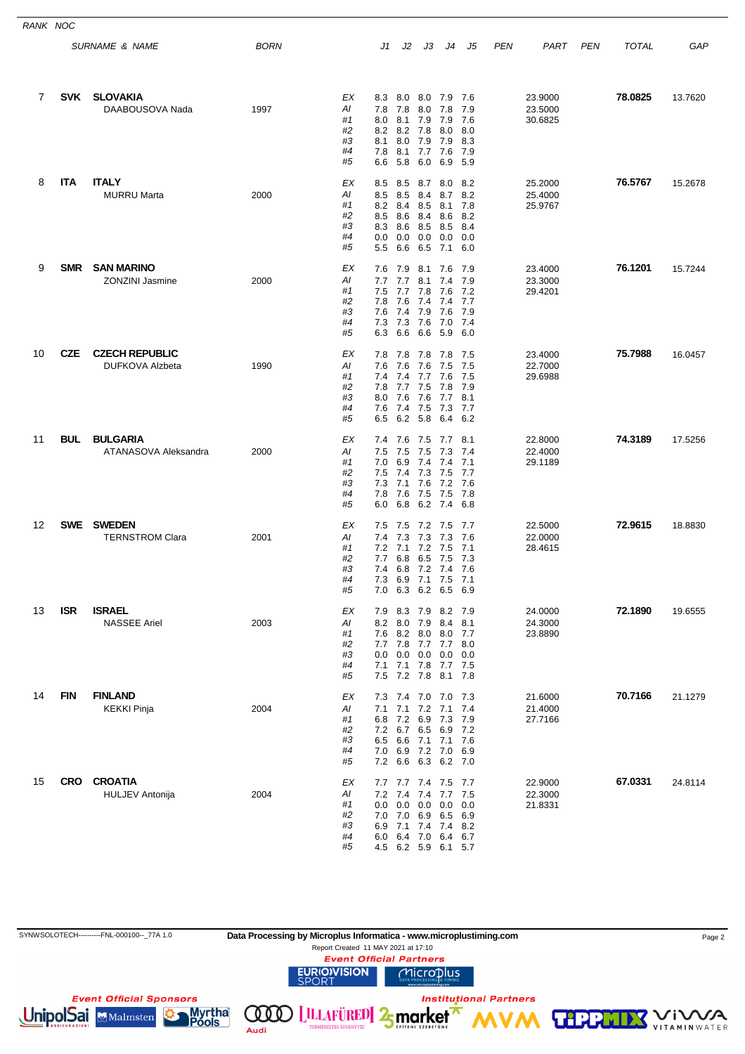| RANK | NOC | SURNAME & NAME | BORN | | J1 | J2 | J3 | J4 | J5 | PEN | PART | PEN | TOTAL | GAP |
|---|---|---|---|---|---|---|---|---|---|---|---|---|---|---|
| 7 | SVK | **SLOVAKIA** | | EX | 8.3 | 8.0 | 8.0 | 7.9 | 7.6 | | 23.9000 | | **78.0825** | 13.7620 |
| | | DAABOUSOVA Nada | 1997 | AI | 7.8 | 7.8 | 8.0 | 7.8 | 7.9 | | 23.5000 | | | |
| | | | | #1 | 8.0 | 8.1 | 7.9 | 7.9 | 7.6 | | 30.6825 | | | |
| | | | | #2 | 8.2 | 8.2 | 7.8 | 8.0 | 8.0 | | | | | |
| | | | | #3 | 8.1 | 8.0 | 7.9 | 7.9 | 8.3 | | | | | |
| | | | | #4 | 7.8 | 8.1 | 7.7 | 7.6 | 7.9 | | | | | |
| | | | | #5 | 6.6 | 5.8 | 6.0 | 6.9 | 5.9 | | | | | |
| 8 | ITA | **ITALY** | | EX | 8.5 | 8.5 | 8.7 | 8.0 | 8.2 | | 25.2000 | | **76.5767** | 15.2678 |
| | | MURRU Marta | 2000 | AI | 8.5 | 8.5 | 8.4 | 8.7 | 8.2 | | 25.4000 | | | |
| | | | | #1 | 8.2 | 8.4 | 8.5 | 8.1 | 7.8 | | 25.9767 | | | |
| | | | | #2 | 8.5 | 8.6 | 8.4 | 8.6 | 8.2 | | | | | |
| | | | | #3 | 8.3 | 8.6 | 8.5 | 8.5 | 8.4 | | | | | |
| | | | | #4 | 0.0 | 0.0 | 0.0 | 0.0 | 0.0 | | | | | |
| | | | | #5 | 5.5 | 6.6 | 6.5 | 7.1 | 6.0 | | | | | |
| 9 | SMR | **SAN MARINO** | | EX | 7.6 | 7.9 | 8.1 | 7.6 | 7.9 | | 23.4000 | | **76.1201** | 15.7244 |
| | | ZONZINI Jasmine | 2000 | AI | 7.7 | 7.7 | 8.1 | 7.4 | 7.9 | | 23.3000 | | | |
| | | | | #1 | 7.5 | 7.7 | 7.8 | 7.6 | 7.2 | | 29.4201 | | | |
| | | | | #2 | 7.8 | 7.6 | 7.4 | 7.4 | 7.7 | | | | | |
| | | | | #3 | 7.6 | 7.4 | 7.9 | 7.6 | 7.9 | | | | | |
| | | | | #4 | 7.3 | 7.3 | 7.6 | 7.0 | 7.4 | | | | | |
| | | | | #5 | 6.3 | 6.6 | 6.6 | 5.9 | 6.0 | | | | | |
| 10 | CZE | **CZECH REPUBLIC** | | EX | 7.8 | 7.8 | 7.8 | 7.8 | 7.5 | | 23.4000 | | **75.7988** | 16.0457 |
| | | DUFKOVA Alzbeta | 1990 | AI | 7.6 | 7.6 | 7.6 | 7.5 | 7.5 | | 22.7000 | | | |
| | | | | #1 | 7.4 | 7.4 | 7.7 | 7.6 | 7.5 | | 29.6988 | | | |
| | | | | #2 | 7.8 | 7.7 | 7.5 | 7.8 | 7.9 | | | | | |
| | | | | #3 | 8.0 | 7.6 | 7.6 | 7.7 | 8.1 | | | | | |
| | | | | #4 | 7.6 | 7.4 | 7.5 | 7.3 | 7.7 | | | | | |
| | | | | #5 | 6.5 | 6.2 | 5.8 | 6.4 | 6.2 | | | | | |
| 11 | BUL | **BULGARIA** | | EX | 7.4 | 7.6 | 7.5 | 7.7 | 8.1 | | 22.8000 | | **74.3189** | 17.5256 |
| | | ATANASOVA Aleksandra | 2000 | AI | 7.5 | 7.5 | 7.5 | 7.3 | 7.4 | | 22.4000 | | | |
| | | | | #1 | 7.0 | 6.9 | 7.4 | 7.4 | 7.1 | | 29.1189 | | | |
| | | | | #2 | 7.5 | 7.4 | 7.3 | 7.5 | 7.7 | | | | | |
| | | | | #3 | 7.3 | 7.1 | 7.6 | 7.2 | 7.6 | | | | | |
| | | | | #4 | 7.8 | 7.6 | 7.5 | 7.5 | 7.8 | | | | | |
| | | | | #5 | 6.0 | 6.8 | 6.2 | 7.4 | 6.8 | | | | | |
| 12 | SWE | **SWEDEN** | | EX | 7.5 | 7.5 | 7.2 | 7.5 | 7.7 | | 22.5000 | | **72.9615** | 18.8830 |
| | | TERNSTROM Clara | 2001 | AI | 7.4 | 7.3 | 7.3 | 7.3 | 7.6 | | 22.0000 | | | |
| | | | | #1 | 7.2 | 7.1 | 7.2 | 7.5 | 7.1 | | 28.4615 | | | |
| | | | | #2 | 7.7 | 6.8 | 6.5 | 7.5 | 7.3 | | | | | |
| | | | | #3 | 7.4 | 6.8 | 7.2 | 7.4 | 7.6 | | | | | |
| | | | | #4 | 7.3 | 6.9 | 7.1 | 7.5 | 7.1 | | | | | |
| | | | | #5 | 7.0 | 6.3 | 6.2 | 6.5 | 6.9 | | | | | |
| 13 | ISR | **ISRAEL** | | EX | 7.9 | 8.3 | 7.9 | 8.2 | 7.9 | | 24.0000 | | **72.1890** | 19.6555 |
| | | NASSEE Ariel | 2003 | AI | 8.2 | 8.0 | 7.9 | 8.4 | 8.1 | | 24.3000 | | | |
| | | | | #1 | 7.6 | 8.2 | 8.0 | 8.0 | 7.7 | | 23.8890 | | | |
| | | | | #2 | 7.7 | 7.8 | 7.7 | 7.7 | 8.0 | | | | | |
| | | | | #3 | 0.0 | 0.0 | 0.0 | 0.0 | 0.0 | | | | | |
| | | | | #4 | 7.1 | 7.1 | 7.8 | 7.7 | 7.5 | | | | | |
| | | | | #5 | 7.5 | 7.2 | 7.8 | 8.1 | 7.8 | | | | | |
| 14 | FIN | **FINLAND** | | EX | 7.3 | 7.4 | 7.0 | 7.0 | 7.3 | | 21.6000 | | **70.7166** | 21.1279 |
| | | KEKKI Pinja | 2004 | AI | 7.1 | 7.1 | 7.2 | 7.1 | 7.4 | | 21.4000 | | | |
| | | | | #1 | 6.8 | 7.2 | 6.9 | 7.3 | 7.9 | | 27.7166 | | | |
| | | | | #2 | 7.2 | 6.7 | 6.5 | 6.9 | 7.2 | | | | | |
| | | | | #3 | 6.5 | 6.6 | 7.1 | 7.1 | 7.6 | | | | | |
| | | | | #4 | 7.0 | 6.9 | 7.2 | 7.0 | 6.9 | | | | | |
| | | | | #5 | 7.2 | 6.6 | 6.3 | 6.2 | 7.0 | | | | | |
| 15 | CRO | **CROATIA** | | EX | 7.7 | 7.7 | 7.4 | 7.5 | 7.7 | | 22.9000 | | **67.0331** | 24.8114 |
| | | HULJEV Antonija | 2004 | AI | 7.2 | 7.4 | 7.4 | 7.7 | 7.5 | | 22.3000 | | | |
| | | | | #1 | 0.0 | 0.0 | 0.0 | 0.0 | 0.0 | | 21.8331 | | | |
| | | | | #2 | 7.0 | 7.0 | 6.9 | 6.5 | 6.9 | | | | | |
| | | | | #3 | 6.9 | 7.1 | 7.4 | 7.4 | 8.2 | | | | | |
| | | | | #4 | 6.0 | 6.4 | 7.0 | 6.4 | 6.7 | | | | | |
| | | | | #5 | 4.5 | 6.2 | 5.9 | 6.1 | 5.7 | | | | | |

SYNWSOLOTECH----------FNL-000100--_77A 1.0

**Data Processing by Microplus Informatica - www.microplustiming.com**

Report Created 11 MAY 2021 at 17:10

*Event Official Partners*

*Event Official Sponsors*

*Institutional Partners*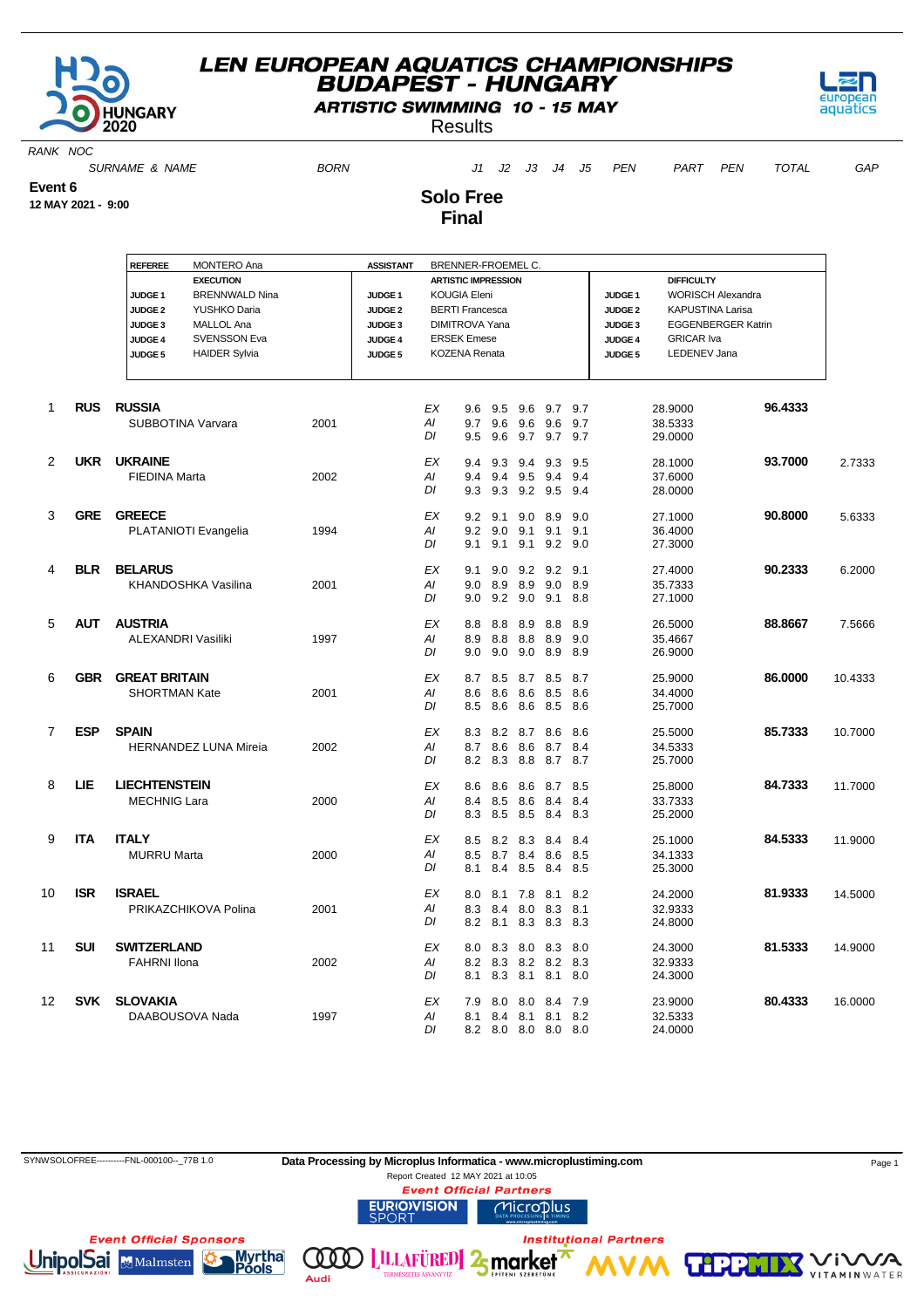# LEN EUROPEAN AQUATICS CHAMPIONSHIPS
## BUDAPEST - HUNGARY
### ARTISTIC SWIMMING 10 - 15 MAY
Results

**Event 6**
**12 MAY 2021 - 9:00**

## Solo Free
## Final

| | | | | | |
|---|---|---|---|---|---|
| **REFEREE** | MONTERO Ana | **ASSISTANT** | BRENNER-FROEMEL C. | | |
| | **EXECUTION** | | **ARTISTIC IMPRESSION** | | **DIFFICULTY** |
| **JUDGE 1** | BRENNWALD Nina | **JUDGE 1** | KOUGIA Eleni | **JUDGE 1** | WORISCH Alexandra |
| **JUDGE 2** | YUSHKO Daria | **JUDGE 2** | BERTI Francesca | **JUDGE 2** | KAPUSTINA Larisa |
| **JUDGE 3** | MALLOL Ana | **JUDGE 3** | DIMITROVA Yana | **JUDGE 3** | EGGENBERGER Katrin |
| **JUDGE 4** | SVENSSON Eva | **JUDGE 4** | ERSEK Emese | **JUDGE 4** | GRICAR Iva |
| **JUDGE 5** | HAIDER Sylvia | **JUDGE 5** | KOZENA Renata | **JUDGE 5** | LEDENEV Jana |

| RANK | NOC | SURNAME & NAME | BORN | | J1 | J2 | J3 | J4 | J5 | PEN | PART | PEN | TOTAL | GAP |
|---|---|---|---|---|---|---|---|---|---|---|---|---|---|---|
| 1 | **RUS** | **RUSSIA** | | EX | 9.6 | 9.5 | 9.6 | 9.7 | 9.7 | | 28.9000 | | **96.4333** | |
| | | SUBBOTINA Varvara | 2001 | AI | 9.7 | 9.6 | 9.6 | 9.6 | 9.7 | | 38.5333 | | | |
| | | | | DI | 9.5 | 9.6 | 9.7 | 9.7 | 9.7 | | 29.0000 | | | |
| 2 | **UKR** | **UKRAINE** | | EX | 9.4 | 9.3 | 9.4 | 9.3 | 9.5 | | 28.1000 | | **93.7000** | 2.7333 |
| | | FIEDINA Marta | 2002 | AI | 9.4 | 9.4 | 9.5 | 9.4 | 9.4 | | 37.6000 | | | |
| | | | | DI | 9.3 | 9.3 | 9.2 | 9.5 | 9.4 | | 28.0000 | | | |
| 3 | **GRE** | **GREECE** | | EX | 9.2 | 9.1 | 9.0 | 8.9 | 9.0 | | 27.1000 | | **90.8000** | 5.6333 |
| | | PLATANIOTI Evangelia | 1994 | AI | 9.2 | 9.0 | 9.1 | 9.1 | 9.1 | | 36.4000 | | | |
| | | | | DI | 9.1 | 9.1 | 9.1 | 9.2 | 9.0 | | 27.3000 | | | |
| 4 | **BLR** | **BELARUS** | | EX | 9.1 | 9.0 | 9.2 | 9.2 | 9.1 | | 27.4000 | | **90.2333** | 6.2000 |
| | | KHANDOSHKA Vasilina | 2001 | AI | 9.0 | 8.9 | 8.9 | 9.0 | 8.9 | | 35.7333 | | | |
| | | | | DI | 9.0 | 9.2 | 9.0 | 9.1 | 8.8 | | 27.1000 | | | |
| 5 | **AUT** | **AUSTRIA** | | EX | 8.8 | 8.8 | 8.9 | 8.8 | 8.9 | | 26.5000 | | **88.8667** | 7.5666 |
| | | ALEXANDRI Vasiliki | 1997 | AI | 8.9 | 8.8 | 8.8 | 8.9 | 9.0 | | 35.4667 | | | |
| | | | | DI | 9.0 | 9.0 | 9.0 | 8.9 | 8.9 | | 26.9000 | | | |
| 6 | **GBR** | **GREAT BRITAIN** | | EX | 8.7 | 8.5 | 8.7 | 8.5 | 8.7 | | 25.9000 | | **86.0000** | 10.4333 |
| | | SHORTMAN Kate | 2001 | AI | 8.6 | 8.6 | 8.6 | 8.5 | 8.6 | | 34.4000 | | | |
| | | | | DI | 8.5 | 8.6 | 8.6 | 8.5 | 8.6 | | 25.7000 | | | |
| 7 | **ESP** | **SPAIN** | | EX | 8.3 | 8.2 | 8.7 | 8.6 | 8.6 | | 25.5000 | | **85.7333** | 10.7000 |
| | | HERNANDEZ LUNA Mireia | 2002 | AI | 8.7 | 8.6 | 8.6 | 8.7 | 8.4 | | 34.5333 | | | |
| | | | | DI | 8.2 | 8.3 | 8.8 | 8.7 | 8.7 | | 25.7000 | | | |
| 8 | **LIE** | **LIECHTENSTEIN** | | EX | 8.6 | 8.6 | 8.6 | 8.7 | 8.5 | | 25.8000 | | **84.7333** | 11.7000 |
| | | MECHNIG Lara | 2000 | AI | 8.4 | 8.5 | 8.6 | 8.4 | 8.4 | | 33.7333 | | | |
| | | | | DI | 8.3 | 8.5 | 8.5 | 8.4 | 8.3 | | 25.2000 | | | |
| 9 | **ITA** | **ITALY** | | EX | 8.5 | 8.2 | 8.3 | 8.4 | 8.4 | | 25.1000 | | **84.5333** | 11.9000 |
| | | MURRU Marta | 2000 | AI | 8.5 | 8.7 | 8.4 | 8.6 | 8.5 | | 34.1333 | | | |
| | | | | DI | 8.1 | 8.4 | 8.5 | 8.4 | 8.5 | | 25.3000 | | | |
| 10 | **ISR** | **ISRAEL** | | EX | 8.0 | 8.1 | 7.8 | 8.1 | 8.2 | | 24.2000 | | **81.9333** | 14.5000 |
| | | PRIKAZCHIKOVA Polina | 2001 | AI | 8.3 | 8.4 | 8.0 | 8.3 | 8.1 | | 32.9333 | | | |
| | | | | DI | 8.2 | 8.1 | 8.3 | 8.3 | 8.3 | | 24.8000 | | | |
| 11 | **SUI** | **SWITZERLAND** | | EX | 8.0 | 8.3 | 8.0 | 8.3 | 8.0 | | 24.3000 | | **81.5333** | 14.9000 |
| | | FAHRNI Ilona | 2002 | AI | 8.2 | 8.3 | 8.2 | 8.2 | 8.3 | | 32.9333 | | | |
| | | | | DI | 8.1 | 8.3 | 8.1 | 8.1 | 8.0 | | 24.3000 | | | |
| 12 | **SVK** | **SLOVAKIA** | | EX | 7.9 | 8.0 | 8.0 | 8.4 | 7.9 | | 23.9000 | | **80.4333** | 16.0000 |
| | | DAABOUSOVA Nada | 1997 | AI | 8.1 | 8.4 | 8.1 | 8.1 | 8.2 | | 32.5333 | | | |
| | | | | DI | 8.2 | 8.0 | 8.0 | 8.0 | 8.0 | | 24.0000 | | | |

SYNWSOLOFREE---------FNL-000100--_77B 1.0 **Data Processing by Microplus Informatica - www.microplustiming.com**
Report Created 12 MAY 2021 at 10:05

Event Official Partners
Event Official Sponsors
Institutional Partners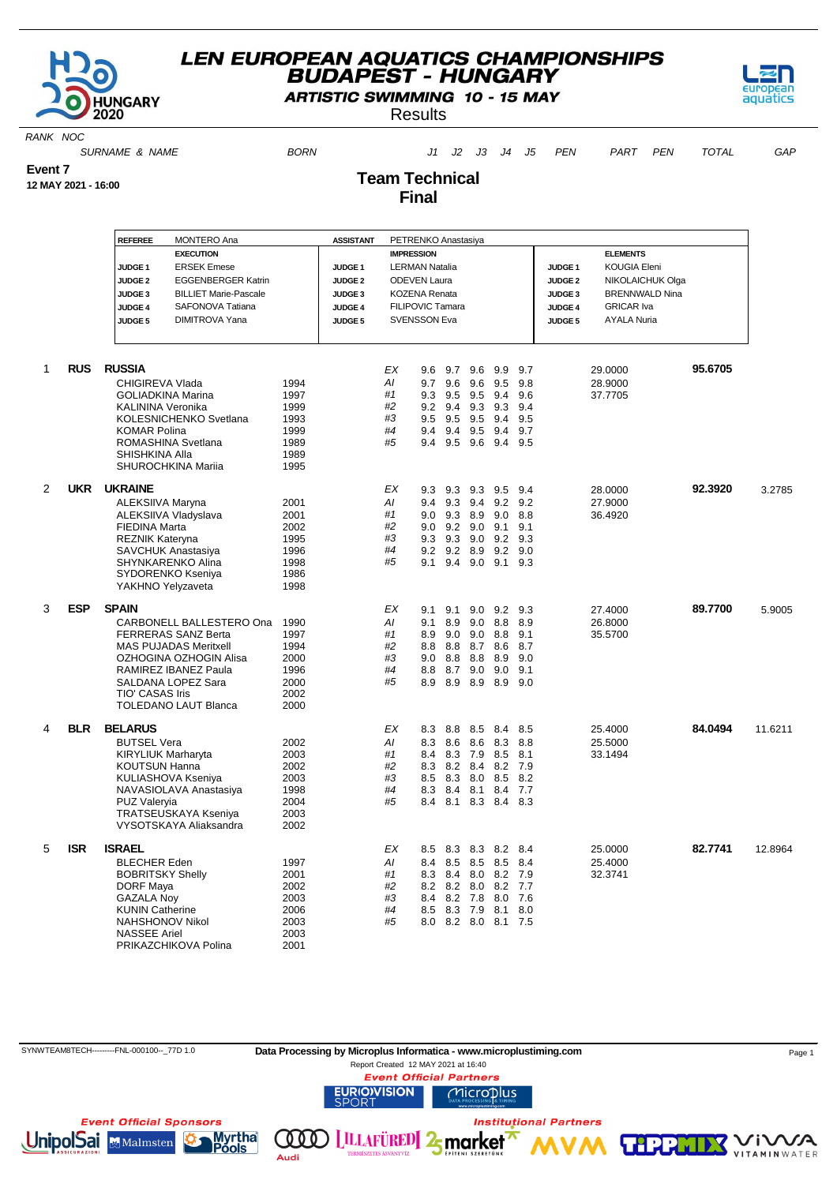# LEN EUROPEAN AQUATICS CHAMPIONSHIPS
# BUDAPEST - HUNGARY
## ARTISTIC SWIMMING 10 - 15 MAY
Results

**Event 7**
**12 MAY 2021 - 16:00**

## Team Technical
## Final

| | | | | | |
|---|---|---|---|---|---|
| **REFEREE** | MONTERO Ana | **ASSISTANT** | PETRENKO Anastasiya | | |
| | **EXECUTION** | | **IMPRESSION** | | **ELEMENTS** |
| **JUDGE 1** | ERSEK Emese | **JUDGE 1** | LERMAN Natalia | **JUDGE 1** | KOUGIA Eleni |
| **JUDGE 2** | EGGENBERGER Katrin | **JUDGE 2** | ODEVEN Laura | **JUDGE 2** | NIKOLAICHUK Olga |
| **JUDGE 3** | BILLIET Marie-Pascale | **JUDGE 3** | KOZENA Renata | **JUDGE 3** | BRENNWALD Nina |
| **JUDGE 4** | SAFONOVA Tatiana | **JUDGE 4** | FILIPOVIC Tamara | **JUDGE 4** | GRICAR Iva |
| **JUDGE 5** | DIMITROVA Yana | **JUDGE 5** | SVENSSON Eva | **JUDGE 5** | AYALA Nuria |

| RANK | NOC | SURNAME & NAME | BORN | | J1 | J2 | J3 | J4 | J5 | PEN | PART | PEN | TOTAL | GAP |
|---|---|---|---|---|---|---|---|---|---|---|---|---|---|---|
| 1 | **RUS** | **RUSSIA** | | EX | 9.6 | 9.7 | 9.6 | 9.9 | 9.7 | | 29.0000 | | **95.6705** | |
| | | CHIGIREVA Vlada | 1994 | AI | 9.7 | 9.6 | 9.6 | 9.5 | 9.8 | | 28.9000 | | | |
| | | GOLIADKINA Marina | 1997 | #1 | 9.3 | 9.5 | 9.5 | 9.4 | 9.6 | | 37.7705 | | | |
| | | KALININA Veronika | 1999 | #2 | 9.2 | 9.4 | 9.3 | 9.3 | 9.4 | | | | | |
| | | KOLESNICHENKO Svetlana | 1993 | #3 | 9.5 | 9.5 | 9.5 | 9.4 | 9.5 | | | | | |
| | | KOMAR Polina | 1999 | #4 | 9.4 | 9.4 | 9.5 | 9.4 | 9.7 | | | | | |
| | | ROMASHINA Svetlana | 1989 | #5 | 9.4 | 9.5 | 9.6 | 9.4 | 9.5 | | | | | |
| | | SHISHKINA Alla | 1989 | | | | | | | | | | | |
| | | SHUROCHKINA Mariia | 1995 | | | | | | | | | | | |
| 2 | **UKR** | **UKRAINE** | | EX | 9.3 | 9.3 | 9.3 | 9.5 | 9.4 | | 28.0000 | | **92.3920** | 3.2785 |
| | | ALEKSIIVA Maryna | 2001 | AI | 9.4 | 9.3 | 9.4 | 9.2 | 9.2 | | 27.9000 | | | |
| | | ALEKSIIVA Vladyslava | 2001 | #1 | 9.0 | 9.3 | 8.9 | 9.0 | 8.8 | | 36.4920 | | | |
| | | FIEDINA Marta | 2002 | #2 | 9.0 | 9.2 | 9.0 | 9.1 | 9.1 | | | | | |
| | | REZNIK Kateryna | 1995 | #3 | 9.3 | 9.3 | 9.0 | 9.2 | 9.3 | | | | | |
| | | SAVCHUK Anastasiya | 1996 | #4 | 9.2 | 9.2 | 8.9 | 9.2 | 9.0 | | | | | |
| | | SHYNKARENKO Alina | 1998 | #5 | 9.1 | 9.4 | 9.0 | 9.1 | 9.3 | | | | | |
| | | SYDORENKO Kseniya | 1986 | | | | | | | | | | | |
| | | YAKHNO Yelyzaveta | 1998 | | | | | | | | | | | |
| 3 | **ESP** | **SPAIN** | | EX | 9.1 | 9.1 | 9.0 | 9.2 | 9.3 | | 27.4000 | | **89.7700** | 5.9005 |
| | | CARBONELL BALLESTERO Ona | 1990 | AI | 9.1 | 8.9 | 9.0 | 8.8 | 8.9 | | 26.8000 | | | |
| | | FERRERAS SANZ Berta | 1997 | #1 | 8.9 | 9.0 | 9.0 | 8.8 | 9.1 | | 35.5700 | | | |
| | | MAS PUJADAS Meritxell | 1994 | #2 | 8.8 | 8.8 | 8.7 | 8.6 | 8.7 | | | | | |
| | | OZHOGINA OZHOGIN Alisa | 2000 | #3 | 9.0 | 8.8 | 8.8 | 8.9 | 9.0 | | | | | |
| | | RAMIREZ IBANEZ Paula | 1996 | #4 | 8.8 | 8.7 | 9.0 | 9.0 | 9.1 | | | | | |
| | | SALDANA LOPEZ Sara | 2000 | #5 | 8.9 | 8.9 | 8.9 | 8.9 | 9.0 | | | | | |
| | | TIO' CASAS Iris | 2002 | | | | | | | | | | | |
| | | TOLEDANO LAUT Blanca | 2000 | | | | | | | | | | | |
| 4 | **BLR** | **BELARUS** | | EX | 8.3 | 8.8 | 8.5 | 8.4 | 8.5 | | 25.4000 | | **84.0494** | 11.6211 |
| | | BUTSEL Vera | 2002 | AI | 8.3 | 8.6 | 8.6 | 8.3 | 8.8 | | 25.5000 | | | |
| | | KIRYLIUK Marharyta | 2003 | #1 | 8.4 | 8.3 | 7.9 | 8.5 | 8.1 | | 33.1494 | | | |
| | | KOUTSUN Hanna | 2002 | #2 | 8.3 | 8.2 | 8.4 | 8.2 | 7.9 | | | | | |
| | | KULIASHOVA Kseniya | 2003 | #3 | 8.5 | 8.3 | 8.0 | 8.5 | 8.2 | | | | | |
| | | NAVASIOLAVA Anastasiya | 1998 | #4 | 8.3 | 8.4 | 8.1 | 8.4 | 7.7 | | | | | |
| | | PUZ Valeryia | 2004 | #5 | 8.4 | 8.1 | 8.3 | 8.4 | 8.3 | | | | | |
| | | TRATSEUSKAYA Kseniya | 2003 | | | | | | | | | | | |
| | | VYSOTSKAYA Aliaksandra | 2002 | | | | | | | | | | | |
| 5 | **ISR** | **ISRAEL** | | EX | 8.5 | 8.3 | 8.3 | 8.2 | 8.4 | | 25.0000 | | **82.7741** | 12.8964 |
| | | BLECHER Eden | 1997 | AI | 8.4 | 8.5 | 8.5 | 8.5 | 8.4 | | 25.4000 | | | |
| | | BOBRITSKY Shelly | 2001 | #1 | 8.3 | 8.4 | 8.0 | 8.2 | 7.9 | | 32.3741 | | | |
| | | DORF Maya | 2002 | #2 | 8.2 | 8.2 | 8.0 | 8.2 | 7.7 | | | | | |
| | | GAZALA Noy | 2003 | #3 | 8.4 | 8.2 | 7.8 | 8.0 | 7.6 | | | | | |
| | | KUNIN Catherine | 2006 | #4 | 8.5 | 8.3 | 7.9 | 8.1 | 8.0 | | | | | |
| | | NAHSHONOV Nikol | 2003 | #5 | 8.0 | 8.2 | 8.0 | 8.1 | 7.5 | | | | | |
| | | NASSEE Ariel | 2003 | | | | | | | | | | | |
| | | PRIKAZCHIKOVA Polina | 2001 | | | | | | | | | | | |

SYNWTEAM8TECH---------FNL-000100--_77D 1.0 **Data Processing by Microplus Informatica - www.microplustiming.com**

Report Created 12 MAY 2021 at 16:40

Event Official Partners

Event Official Sponsors

Institutional Partners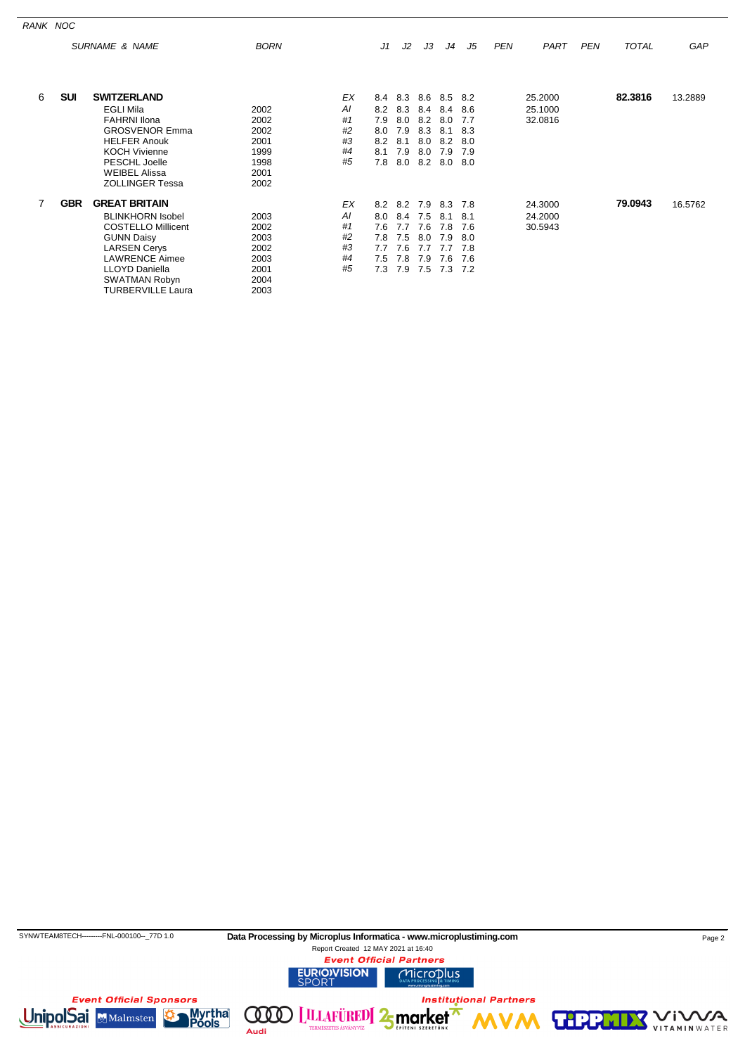| RANK | NOC | SURNAME & NAME | BORN | | J1 | J2 | J3 | J4 | J5 | PEN | PART | PEN | TOTAL | GAP |
|---|---|---|---|---|---|---|---|---|---|---|---|---|---|---|
| 6 | SUI | **SWITZERLAND** | | EX | 8.4 | 8.3 | 8.6 | 8.5 | 8.2 | | 25.2000 | | **82.3816** | 13.2889 |
| | | EGLI Mila | 2002 | AI | 8.2 | 8.3 | 8.4 | 8.4 | 8.6 | | 25.1000 | | | |
| | | FAHRNI Ilona | 2002 | #1 | 7.9 | 8.0 | 8.2 | 8.0 | 7.7 | | 32.0816 | | | |
| | | GROSVENOR Emma | 2002 | #2 | 8.0 | 7.9 | 8.3 | 8.1 | 8.3 | | | | | |
| | | HELFER Anouk | 2001 | #3 | 8.2 | 8.1 | 8.0 | 8.2 | 8.0 | | | | | |
| | | KOCH Vivienne | 1999 | #4 | 8.1 | 7.9 | 8.0 | 7.9 | 7.9 | | | | | |
| | | PESCHL Joelle | 1998 | #5 | 7.8 | 8.0 | 8.2 | 8.0 | 8.0 | | | | | |
| | | WEIBEL Alissa | 2001 | | | | | | | | | | | |
| | | ZOLLINGER Tessa | 2002 | | | | | | | | | | | |
| 7 | GBR | **GREAT BRITAIN** | | EX | 8.2 | 8.2 | 7.9 | 8.3 | 7.8 | | 24.3000 | | **79.0943** | 16.5762 |
| | | BLINKHORN Isobel | 2003 | AI | 8.0 | 8.4 | 7.5 | 8.1 | 8.1 | | 24.2000 | | | |
| | | COSTELLO Millicent | 2002 | #1 | 7.6 | 7.7 | 7.6 | 7.8 | 7.6 | | 30.5943 | | | |
| | | GUNN Daisy | 2003 | #2 | 7.8 | 7.5 | 8.0 | 7.9 | 8.0 | | | | | |
| | | LARSEN Cerys | 2002 | #3 | 7.7 | 7.6 | 7.7 | 7.7 | 7.8 | | | | | |
| | | LAWRENCE Aimee | 2003 | #4 | 7.5 | 7.8 | 7.9 | 7.6 | 7.6 | | | | | |
| | | LLOYD Daniella | 2001 | #5 | 7.3 | 7.9 | 7.5 | 7.3 | 7.2 | | | | | |
| | | SWATMAN Robyn | 2004 | | | | | | | | | | | |
| | | TURBERVILLE Laura | 2003 | | | | | | | | | | | |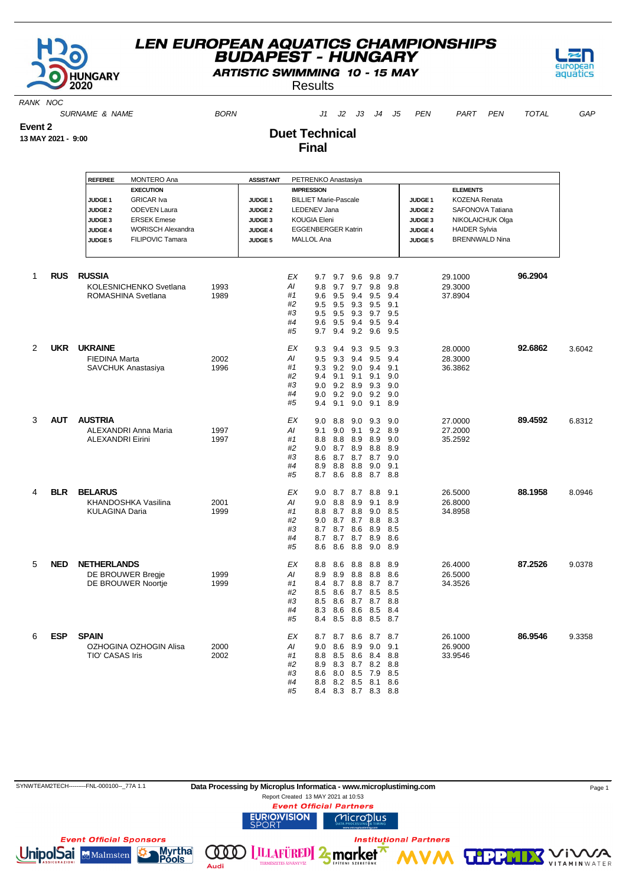# LEN EUROPEAN AQUATICS CHAMPIONSHIPS BUDAPEST - HUNGARY

**ARTISTIC SWIMMING 10 - 15 MAY**

Results

**Event 2**
**13 MAY 2021 - 9:00**

## Duet Technical Final

| REFEREE | MONTERO Ana | ASSISTANT | PETRENKO Anastasiya | | |
|---|---|---|---|---|---|
| | **EXECUTION** | | **IMPRESSION** | | **ELEMENTS** |
| JUDGE 1 | GRICAR Iva | JUDGE 1 | BILLIET Marie-Pascale | JUDGE 1 | KOZENA Renata |
| JUDGE 2 | ODEVEN Laura | JUDGE 2 | LEDENEV Jana | JUDGE 2 | SAFONOVA Tatiana |
| JUDGE 3 | ERSEK Emese | JUDGE 3 | KOUGIA Eleni | JUDGE 3 | NIKOLAICHUK Olga |
| JUDGE 4 | WORISCH Alexandra | JUDGE 4 | EGGENBERGER Katrin | JUDGE 4 | HAIDER Sylvia |
| JUDGE 5 | FILIPOVIC Tamara | JUDGE 5 | MALLOL Ana | JUDGE 5 | BRENNWALD Nina |

| RANK | NOC | SURNAME & NAME | BORN | | J1 | J2 | J3 | J4 | J5 | PEN | PART | PEN | TOTAL | GAP |
|---|---|---|---|---|---|---|---|---|---|---|---|---|---|---|
| 1 | RUS | **RUSSIA** | | EX | 9.7 | 9.7 | 9.6 | 9.8 | 9.7 | | 29.1000 | | **96.2904** | |
| | | KOLESNICHENKO Svetlana | 1993 | AI | 9.8 | 9.7 | 9.7 | 9.8 | 9.8 | | 29.3000 | | | |
| | | ROMASHINA Svetlana | 1989 | #1 | 9.6 | 9.5 | 9.4 | 9.5 | 9.4 | | 37.8904 | | | |
| | | | | #2 | 9.5 | 9.5 | 9.3 | 9.5 | 9.1 | | | | | |
| | | | | #3 | 9.5 | 9.5 | 9.3 | 9.7 | 9.5 | | | | | |
| | | | | #4 | 9.6 | 9.5 | 9.4 | 9.5 | 9.4 | | | | | |
| | | | | #5 | 9.7 | 9.4 | 9.2 | 9.6 | 9.5 | | | | | |
| 2 | UKR | **UKRAINE** | | EX | 9.3 | 9.4 | 9.3 | 9.5 | 9.3 | | 28.0000 | | **92.6862** | 3.6042 |
| | | FIEDINA Marta | 2002 | AI | 9.5 | 9.3 | 9.4 | 9.5 | 9.4 | | 28.3000 | | | |
| | | SAVCHUK Anastasiya | 1996 | #1 | 9.3 | 9.2 | 9.0 | 9.4 | 9.1 | | 36.3862 | | | |
| | | | | #2 | 9.4 | 9.1 | 9.1 | 9.1 | 9.0 | | | | | |
| | | | | #3 | 9.0 | 9.2 | 8.9 | 9.3 | 9.0 | | | | | |
| | | | | #4 | 9.0 | 9.2 | 9.0 | 9.2 | 9.0 | | | | | |
| | | | | #5 | 9.4 | 9.1 | 9.0 | 9.1 | 8.9 | | | | | |
| 3 | AUT | **AUSTRIA** | | EX | 9.0 | 8.8 | 9.0 | 9.3 | 9.0 | | 27.0000 | | **89.4592** | 6.8312 |
| | | ALEXANDRI Anna Maria | 1997 | AI | 9.1 | 9.0 | 9.1 | 9.2 | 8.9 | | 27.2000 | | | |
| | | ALEXANDRI Eirini | 1997 | #1 | 8.8 | 8.8 | 8.9 | 8.9 | 9.0 | | 35.2592 | | | |
| | | | | #2 | 9.0 | 8.7 | 8.9 | 8.8 | 8.9 | | | | | |
| | | | | #3 | 8.6 | 8.7 | 8.7 | 8.7 | 9.0 | | | | | |
| | | | | #4 | 8.9 | 8.8 | 8.8 | 9.0 | 9.1 | | | | | |
| | | | | #5 | 8.7 | 8.6 | 8.8 | 8.7 | 8.8 | | | | | |
| 4 | BLR | **BELARUS** | | EX | 9.0 | 8.7 | 8.7 | 8.8 | 9.1 | | 26.5000 | | **88.1958** | 8.0946 |
| | | KHANDOSHKA Vasilina | 2001 | AI | 9.0 | 8.8 | 8.9 | 9.1 | 8.9 | | 26.8000 | | | |
| | | KULAGINA Daria | 1999 | #1 | 8.8 | 8.7 | 8.8 | 9.0 | 8.5 | | 34.8958 | | | |
| | | | | #2 | 9.0 | 8.7 | 8.7 | 8.8 | 8.3 | | | | | |
| | | | | #3 | 8.7 | 8.7 | 8.6 | 8.9 | 8.5 | | | | | |
| | | | | #4 | 8.7 | 8.7 | 8.7 | 8.9 | 8.6 | | | | | |
| | | | | #5 | 8.6 | 8.6 | 8.8 | 9.0 | 8.9 | | | | | |
| 5 | NED | **NETHERLANDS** | | EX | 8.8 | 8.6 | 8.8 | 8.8 | 8.9 | | 26.4000 | | **87.2526** | 9.0378 |
| | | DE BROUWER Bregje | 1999 | AI | 8.9 | 8.9 | 8.8 | 8.8 | 8.6 | | 26.5000 | | | |
| | | DE BROUWER Noortje | 1999 | #1 | 8.4 | 8.7 | 8.8 | 8.7 | 8.7 | | 34.3526 | | | |
| | | | | #2 | 8.5 | 8.6 | 8.7 | 8.5 | 8.5 | | | | | |
| | | | | #3 | 8.5 | 8.6 | 8.7 | 8.7 | 8.8 | | | | | |
| | | | | #4 | 8.3 | 8.6 | 8.6 | 8.5 | 8.4 | | | | | |
| | | | | #5 | 8.4 | 8.5 | 8.8 | 8.5 | 8.7 | | | | | |
| 6 | ESP | **SPAIN** | | EX | 8.7 | 8.7 | 8.6 | 8.7 | 8.7 | | 26.1000 | | **86.9546** | 9.3358 |
| | | OZHOGINA OZHOGIN Alisa | 2000 | AI | 9.0 | 8.6 | 8.9 | 9.0 | 9.1 | | 26.9000 | | | |
| | | TIO' CASAS Iris | 2002 | #1 | 8.8 | 8.5 | 8.6 | 8.4 | 8.8 | | 33.9546 | | | |
| | | | | #2 | 8.9 | 8.3 | 8.7 | 8.2 | 8.8 | | | | | |
| | | | | #3 | 8.6 | 8.0 | 8.5 | 7.9 | 8.5 | | | | | |
| | | | | #4 | 8.8 | 8.2 | 8.5 | 8.1 | 8.6 | | | | | |
| | | | | #5 | 8.4 | 8.3 | 8.7 | 8.3 | 8.8 | | | | | |

SYNWTEAM2TECH---------FNL-000100--_77A 1.1

**Data Processing by Microplus Informatica - www.microplustiming.com**

Report Created 13 MAY 2021 at 10:53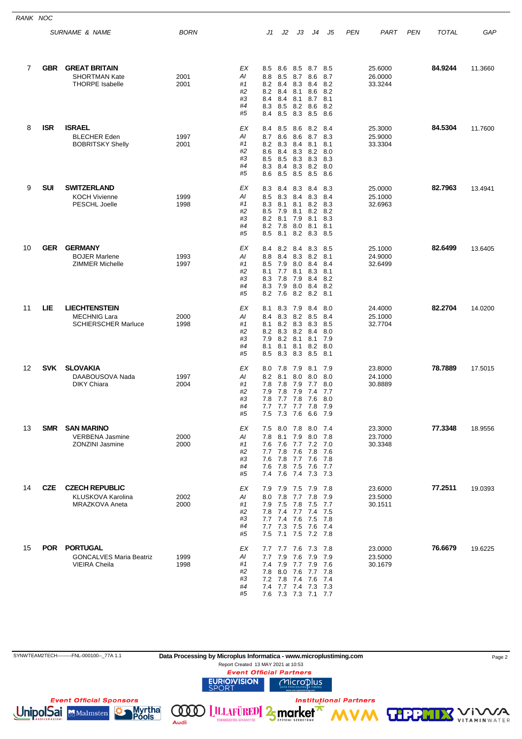| RANK | NOC | SURNAME & NAME | BORN | | J1 | J2 | J3 | J4 | J5 | PEN | PART | PEN | TOTAL | GAP |
|---|---|---|---|---|---|---|---|---|---|---|---|---|---|---|
| 7 | GBR | **GREAT BRITAIN** | | EX | 8.5 | 8.6 | 8.5 | 8.7 | 8.5 | | 25.6000 | | **84.9244** | 11.3660 |
| | | SHORTMAN Kate | 2001 | AI | 8.8 | 8.5 | 8.7 | 8.6 | 8.7 | | 26.0000 | | | |
| | | THORPE Isabelle | 2001 | #1 | 8.2 | 8.4 | 8.3 | 8.4 | 8.2 | | 33.3244 | | | |
| | | | | #2 | 8.2 | 8.4 | 8.1 | 8.6 | 8.2 | | | | | |
| | | | | #3 | 8.4 | 8.4 | 8.1 | 8.7 | 8.1 | | | | | |
| | | | | #4 | 8.3 | 8.5 | 8.2 | 8.6 | 8.2 | | | | | |
| | | | | #5 | 8.4 | 8.5 | 8.3 | 8.5 | 8.6 | | | | | |
| 8 | ISR | **ISRAEL** | | EX | 8.4 | 8.5 | 8.6 | 8.2 | 8.4 | | 25.3000 | | **84.5304** | 11.7600 |
| | | BLECHER Eden | 1997 | AI | 8.7 | 8.6 | 8.6 | 8.7 | 8.3 | | 25.9000 | | | |
| | | BOBRITSKY Shelly | 2001 | #1 | 8.2 | 8.3 | 8.4 | 8.1 | 8.1 | | 33.3304 | | | |
| | | | | #2 | 8.6 | 8.4 | 8.3 | 8.2 | 8.0 | | | | | |
| | | | | #3 | 8.5 | 8.5 | 8.3 | 8.3 | 8.3 | | | | | |
| | | | | #4 | 8.3 | 8.4 | 8.3 | 8.2 | 8.0 | | | | | |
| | | | | #5 | 8.6 | 8.5 | 8.5 | 8.5 | 8.6 | | | | | |
| 9 | SUI | **SWITZERLAND** | | EX | 8.3 | 8.4 | 8.3 | 8.4 | 8.3 | | 25.0000 | | **82.7963** | 13.4941 |
| | | KOCH Vivienne | 1999 | AI | 8.5 | 8.3 | 8.4 | 8.3 | 8.4 | | 25.1000 | | | |
| | | PESCHL Joelle | 1998 | #1 | 8.3 | 8.1 | 8.1 | 8.2 | 8.3 | | 32.6963 | | | |
| | | | | #2 | 8.5 | 7.9 | 8.1 | 8.2 | 8.2 | | | | | |
| | | | | #3 | 8.2 | 8.1 | 7.9 | 8.1 | 8.3 | | | | | |
| | | | | #4 | 8.2 | 7.8 | 8.0 | 8.1 | 8.1 | | | | | |
| | | | | #5 | 8.5 | 8.1 | 8.2 | 8.3 | 8.5 | | | | | |
| 10 | GER | **GERMANY** | | EX | 8.4 | 8.2 | 8.4 | 8.3 | 8.5 | | 25.1000 | | **82.6499** | 13.6405 |
| | | BOJER Marlene | 1993 | AI | 8.8 | 8.4 | 8.3 | 8.2 | 8.1 | | 24.9000 | | | |
| | | ZIMMER Michelle | 1997 | #1 | 8.5 | 7.9 | 8.0 | 8.4 | 8.4 | | 32.6499 | | | |
| | | | | #2 | 8.1 | 7.7 | 8.1 | 8.3 | 8.1 | | | | | |
| | | | | #3 | 8.3 | 7.8 | 7.9 | 8.4 | 8.2 | | | | | |
| | | | | #4 | 8.3 | 7.9 | 8.0 | 8.4 | 8.2 | | | | | |
| | | | | #5 | 8.2 | 7.6 | 8.2 | 8.2 | 8.1 | | | | | |
| 11 | LIE | **LIECHTENSTEIN** | | EX | 8.1 | 8.3 | 7.9 | 8.4 | 8.0 | | 24.4000 | | **82.2704** | 14.0200 |
| | | MECHNIG Lara | 2000 | AI | 8.4 | 8.3 | 8.2 | 8.5 | 8.4 | | 25.1000 | | | |
| | | SCHIERSCHER Marluce | 1998 | #1 | 8.1 | 8.2 | 8.3 | 8.3 | 8.5 | | 32.7704 | | | |
| | | | | #2 | 8.2 | 8.3 | 8.2 | 8.4 | 8.0 | | | | | |
| | | | | #3 | 7.9 | 8.2 | 8.1 | 8.1 | 7.9 | | | | | |
| | | | | #4 | 8.1 | 8.1 | 8.1 | 8.2 | 8.0 | | | | | |
| | | | | #5 | 8.5 | 8.3 | 8.3 | 8.5 | 8.1 | | | | | |
| 12 | SVK | **SLOVAKIA** | | EX | 8.0 | 7.8 | 7.9 | 8.1 | 7.9 | | 23.8000 | | **78.7889** | 17.5015 |
| | | DAABOUSOVA Nada | 1997 | AI | 8.2 | 8.1 | 8.0 | 8.0 | 8.0 | | 24.1000 | | | |
| | | DIKY Chiara | 2004 | #1 | 7.8 | 7.8 | 7.9 | 7.7 | 8.0 | | 30.8889 | | | |
| | | | | #2 | 7.9 | 7.8 | 7.9 | 7.4 | 7.7 | | | | | |
| | | | | #3 | 7.8 | 7.7 | 7.8 | 7.6 | 8.0 | | | | | |
| | | | | #4 | 7.7 | 7.7 | 7.7 | 7.8 | 7.9 | | | | | |
| | | | | #5 | 7.5 | 7.3 | 7.6 | 6.6 | 7.9 | | | | | |
| 13 | SMR | **SAN MARINO** | | EX | 7.5 | 8.0 | 7.8 | 8.0 | 7.4 | | 23.3000 | | **77.3348** | 18.9556 |
| | | VERBENA Jasmine | 2000 | AI | 7.8 | 8.1 | 7.9 | 8.0 | 7.8 | | 23.7000 | | | |
| | | ZONZINI Jasmine | 2000 | #1 | 7.6 | 7.6 | 7.7 | 7.2 | 7.0 | | 30.3348 | | | |
| | | | | #2 | 7.7 | 7.8 | 7.6 | 7.8 | 7.6 | | | | | |
| | | | | #3 | 7.6 | 7.8 | 7.7 | 7.6 | 7.8 | | | | | |
| | | | | #4 | 7.6 | 7.8 | 7.5 | 7.6 | 7.7 | | | | | |
| | | | | #5 | 7.4 | 7.6 | 7.4 | 7.3 | 7.3 | | | | | |
| 14 | CZE | **CZECH REPUBLIC** | | EX | 7.9 | 7.9 | 7.5 | 7.9 | 7.8 | | 23.6000 | | **77.2511** | 19.0393 |
| | | KLUSKOVA Karolina | 2002 | AI | 8.0 | 7.8 | 7.7 | 7.8 | 7.9 | | 23.5000 | | | |
| | | MRAZKOVA Aneta | 2000 | #1 | 7.9 | 7.5 | 7.8 | 7.5 | 7.7 | | 30.1511 | | | |
| | | | | #2 | 7.8 | 7.4 | 7.7 | 7.4 | 7.5 | | | | | |
| | | | | #3 | 7.7 | 7.4 | 7.6 | 7.5 | 7.8 | | | | | |
| | | | | #4 | 7.7 | 7.3 | 7.5 | 7.6 | 7.4 | | | | | |
| | | | | #5 | 7.5 | 7.1 | 7.5 | 7.2 | 7.8 | | | | | |
| 15 | POR | **PORTUGAL** | | EX | 7.7 | 7.7 | 7.6 | 7.3 | 7.8 | | 23.0000 | | **76.6679** | 19.6225 |
| | | GONCALVES Maria Beatriz | 1999 | AI | 7.7 | 7.9 | 7.6 | 7.9 | 7.9 | | 23.5000 | | | |
| | | VIEIRA Cheila | 1998 | #1 | 7.4 | 7.9 | 7.7 | 7.9 | 7.6 | | 30.1679 | | | |
| | | | | #2 | 7.8 | 8.0 | 7.6 | 7.7 | 7.8 | | | | | |
| | | | | #3 | 7.2 | 7.8 | 7.4 | 7.6 | 7.4 | | | | | |
| | | | | #4 | 7.4 | 7.7 | 7.4 | 7.3 | 7.3 | | | | | |
| | | | | #5 | 7.6 | 7.3 | 7.3 | 7.1 | 7.7 | | | | | |

SYNWTEAM2TECH---------FNL-000100--_77A 1.1

**Data Processing by Microplus Informatica - www.microplustiming.com**

Report Created 13 MAY 2021 at 10:53

*Event Official Partners*

*Event Official Sponsors*

*Institutional Partners*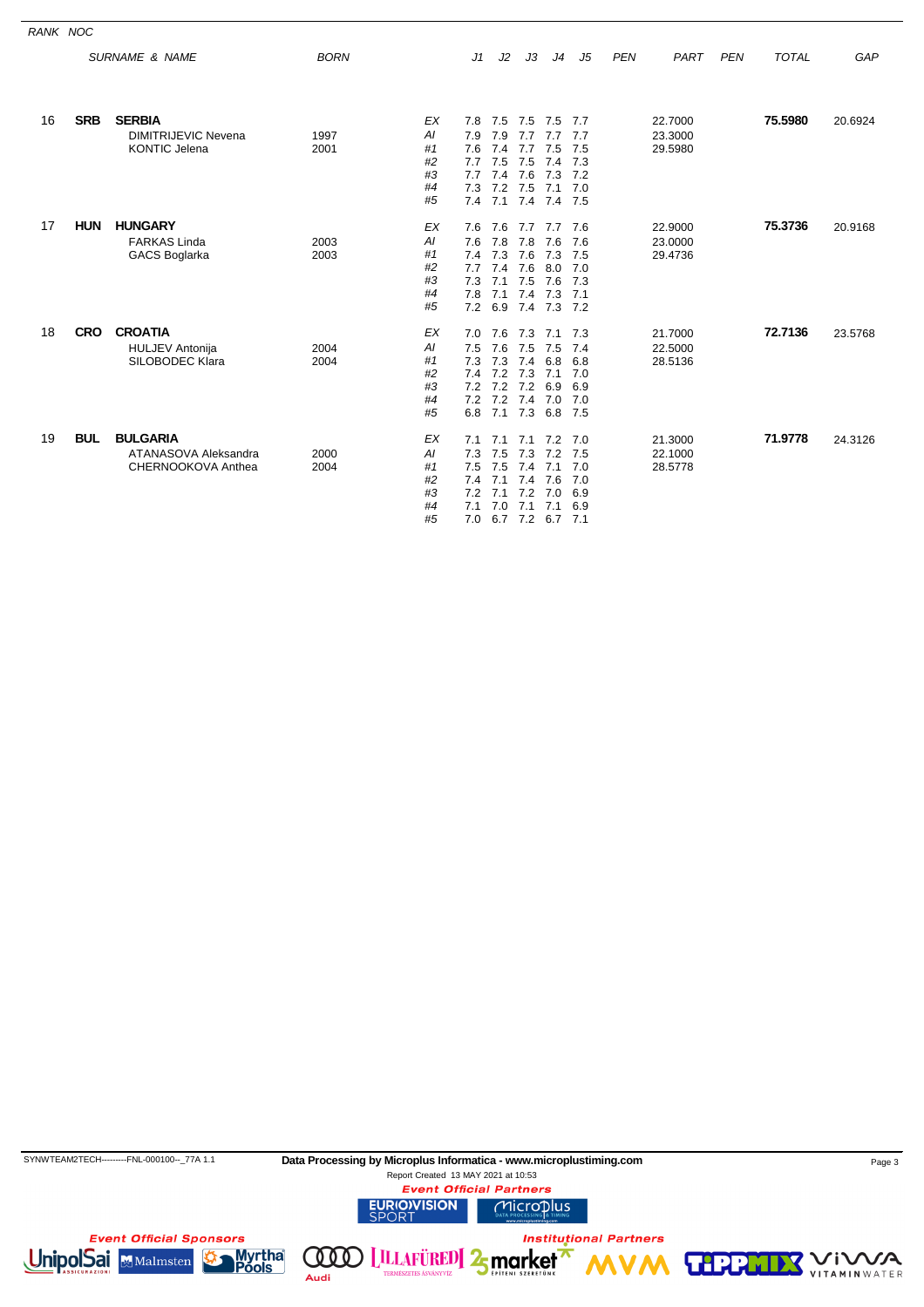| RANK | NOC | SURNAME & NAME | BORN | | J1 | J2 | J3 | J4 | J5 | PEN | PART | PEN | TOTAL | GAP |
|---|---|---|---|---|---|---|---|---|---|---|---|---|---|---|
| 16 | **SRB** | **SERBIA** | | EX | 7.8 | 7.5 | 7.5 | 7.5 | 7.7 | | 22.7000 | | **75.5980** | 20.6924 |
| | | DIMITRIJEVIC Nevena | 1997 | AI | 7.9 | 7.9 | 7.7 | 7.7 | 7.7 | | 23.3000 | | | |
| | | KONTIC Jelena | 2001 | #1 | 7.6 | 7.4 | 7.7 | 7.5 | 7.5 | | 29.5980 | | | |
| | | | | #2 | 7.7 | 7.5 | 7.5 | 7.4 | 7.3 | | | | | |
| | | | | #3 | 7.7 | 7.4 | 7.6 | 7.3 | 7.2 | | | | | |
| | | | | #4 | 7.3 | 7.2 | 7.5 | 7.1 | 7.0 | | | | | |
| | | | | #5 | 7.4 | 7.1 | 7.4 | 7.4 | 7.5 | | | | | |
| 17 | **HUN** | **HUNGARY** | | EX | 7.6 | 7.6 | 7.7 | 7.7 | 7.6 | | 22.9000 | | **75.3736** | 20.9168 |
| | | FARKAS Linda | 2003 | AI | 7.6 | 7.8 | 7.8 | 7.6 | 7.6 | | 23.0000 | | | |
| | | GACS Boglarka | 2003 | #1 | 7.4 | 7.3 | 7.6 | 7.3 | 7.5 | | 29.4736 | | | |
| | | | | #2 | 7.7 | 7.4 | 7.6 | 8.0 | 7.0 | | | | | |
| | | | | #3 | 7.3 | 7.1 | 7.5 | 7.6 | 7.3 | | | | | |
| | | | | #4 | 7.8 | 7.1 | 7.4 | 7.3 | 7.1 | | | | | |
| | | | | #5 | 7.2 | 6.9 | 7.4 | 7.3 | 7.2 | | | | | |
| 18 | **CRO** | **CROATIA** | | EX | 7.0 | 7.6 | 7.3 | 7.1 | 7.3 | | 21.7000 | | **72.7136** | 23.5768 |
| | | HULJEV Antonija | 2004 | AI | 7.5 | 7.6 | 7.5 | 7.5 | 7.4 | | 22.5000 | | | |
| | | SILOBODEC Klara | 2004 | #1 | 7.3 | 7.3 | 7.4 | 6.8 | 6.8 | | 28.5136 | | | |
| | | | | #2 | 7.4 | 7.2 | 7.3 | 7.1 | 7.0 | | | | | |
| | | | | #3 | 7.2 | 7.2 | 7.2 | 6.9 | 6.9 | | | | | |
| | | | | #4 | 7.2 | 7.2 | 7.4 | 7.0 | 7.0 | | | | | |
| | | | | #5 | 6.8 | 7.1 | 7.3 | 6.8 | 7.5 | | | | | |
| 19 | **BUL** | **BULGARIA** | | EX | 7.1 | 7.1 | 7.1 | 7.2 | 7.0 | | 21.3000 | | **71.9778** | 24.3126 |
| | | ATANASOVA Aleksandra | 2000 | AI | 7.3 | 7.5 | 7.3 | 7.2 | 7.5 | | 22.1000 | | | |
| | | CHERNOOKOVA Anthea | 2004 | #1 | 7.5 | 7.5 | 7.4 | 7.1 | 7.0 | | 28.5778 | | | |
| | | | | #2 | 7.4 | 7.1 | 7.4 | 7.6 | 7.0 | | | | | |
| | | | | #3 | 7.2 | 7.1 | 7.2 | 7.0 | 6.9 | | | | | |
| | | | | #4 | 7.1 | 7.0 | 7.1 | 7.1 | 6.9 | | | | | |
| | | | | #5 | 7.0 | 6.7 | 7.2 | 6.7 | 7.1 | | | | | |

SYNWTEAM2TECH---------FNL-000100--_77A 1.1 **Data Processing by Microplus Informatica - www.microplustiming.com**

Report Created 13 MAY 2021 at 10:53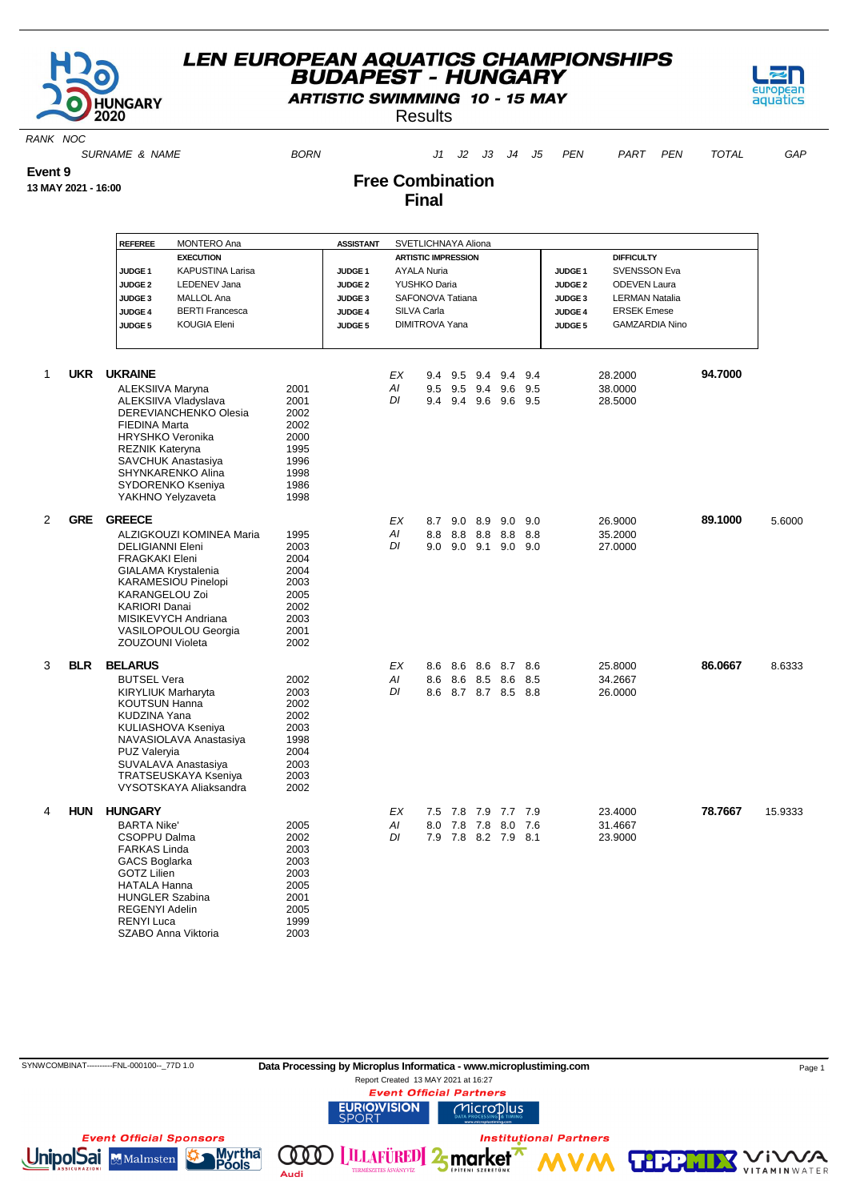# LEN EUROPEAN AQUATICS CHAMPIONSHIPS
## BUDAPEST - HUNGARY
### ARTISTIC SWIMMING 10 - 15 MAY
Results

**Event 9**
**13 MAY 2021 - 16:00**

## Free Combination
## Final

| | | | | | |
|---|---|---|---|---|---|
| REFEREE | MONTERO Ana | ASSISTANT | SVETLICHNAYA Aliona | | |
| | EXECUTION | | ARTISTIC IMPRESSION | | DIFFICULTY |
| JUDGE 1 | KAPUSTINA Larisa | JUDGE 1 | AYALA Nuria | JUDGE 1 | SVENSSON Eva |
| JUDGE 2 | LEDENEV Jana | JUDGE 2 | YUSHKO Daria | JUDGE 2 | ODEVEN Laura |
| JUDGE 3 | MALLOL Ana | JUDGE 3 | SAFONOVA Tatiana | JUDGE 3 | LERMAN Natalia |
| JUDGE 4 | BERTI Francesca | JUDGE 4 | SILVA Carla | JUDGE 4 | ERSEK Emese |
| JUDGE 5 | KOUGIA Eleni | JUDGE 5 | DIMITROVA Yana | JUDGE 5 | GAMZARDIA Nino |

| RANK | NOC | SURNAME & NAME | BORN | | J1 | J2 | J3 | J4 | J5 | PEN | PART | PEN | TOTAL | GAP |
|---|---|---|---|---|---|---|---|---|---|---|---|---|---|---|
| 1 | UKR | **UKRAINE** | | EX | 9.4 | 9.5 | 9.4 | 9.4 | 9.4 | | 28.2000 | | **94.7000** | |
| | | ALEKSIIVA Maryna | 2001 | AI | 9.5 | 9.5 | 9.4 | 9.6 | 9.5 | | 38.0000 | | | |
| | | ALEKSIIVA Vladyslava | 2001 | DI | 9.4 | 9.4 | 9.6 | 9.6 | 9.5 | | 28.5000 | | | |
| | | DEREVIANCHENKO Olesia | 2002 | | | | | | | | | | | |
| | | FIEDINA Marta | 2002 | | | | | | | | | | | |
| | | HRYSHKO Veronika | 2000 | | | | | | | | | | | |
| | | REZNIK Kateryna | 1995 | | | | | | | | | | | |
| | | SAVCHUK Anastasiya | 1996 | | | | | | | | | | | |
| | | SHYNKARENKO Alina | 1998 | | | | | | | | | | | |
| | | SYDORENKO Kseniya | 1986 | | | | | | | | | | | |
| | | YAKHNO Yelyzaveta | 1998 | | | | | | | | | | | |
| 2 | GRE | **GREECE** | | EX | 8.7 | 9.0 | 8.9 | 9.0 | 9.0 | | 26.9000 | | **89.1000** | 5.6000 |
| | | ALZIGKOUZI KOMINEA Maria | 1995 | AI | 8.8 | 8.8 | 8.8 | 8.8 | 8.8 | | 35.2000 | | | |
| | | DELIGIANNI Eleni | 2003 | DI | 9.0 | 9.0 | 9.1 | 9.0 | 9.0 | | 27.0000 | | | |
| | | FRAGKAKI Eleni | 2004 | | | | | | | | | | | |
| | | GIALAMA Krystalenia | 2004 | | | | | | | | | | | |
| | | KARAMESIOU Pinelopi | 2003 | | | | | | | | | | | |
| | | KARANGELOU Zoi | 2005 | | | | | | | | | | | |
| | | KARIORI Danai | 2002 | | | | | | | | | | | |
| | | MISIKEVYCH Andriana | 2003 | | | | | | | | | | | |
| | | VASILOPOULOU Georgia | 2001 | | | | | | | | | | | |
| | | ZOUZOUNI Violeta | 2002 | | | | | | | | | | | |
| 3 | BLR | **BELARUS** | | EX | 8.6 | 8.6 | 8.6 | 8.7 | 8.6 | | 25.8000 | | **86.0667** | 8.6333 |
| | | BUTSEL Vera | 2002 | AI | 8.6 | 8.6 | 8.5 | 8.6 | 8.5 | | 34.2667 | | | |
| | | KIRYLIUK Marharyta | 2003 | DI | 8.6 | 8.7 | 8.7 | 8.5 | 8.8 | | 26.0000 | | | |
| | | KOUTSUN Hanna | 2002 | | | | | | | | | | | |
| | | KUDZINA Yana | 2002 | | | | | | | | | | | |
| | | KULIASHOVA Kseniya | 2003 | | | | | | | | | | | |
| | | NAVASIOLAVA Anastasiya | 1998 | | | | | | | | | | | |
| | | PUZ Valeryia | 2004 | | | | | | | | | | | |
| | | SUVALAVA Anastasiya | 2003 | | | | | | | | | | | |
| | | TRATSEUSKAYA Kseniya | 2003 | | | | | | | | | | | |
| | | VYSOTSKAYA Aliaksandra | 2002 | | | | | | | | | | | |
| 4 | HUN | **HUNGARY** | | EX | 7.5 | 7.8 | 7.9 | 7.7 | 7.9 | | 23.4000 | | **78.7667** | 15.9333 |
| | | BARTA Nike' | 2005 | AI | 8.0 | 7.8 | 7.8 | 8.0 | 7.6 | | 31.4667 | | | |
| | | CSOPPU Dalma | 2002 | DI | 7.9 | 7.8 | 8.2 | 7.9 | 8.1 | | 23.9000 | | | |
| | | FARKAS Linda | 2003 | | | | | | | | | | | |
| | | GACS Boglarka | 2003 | | | | | | | | | | | |
| | | GOTZ Lilien | 2003 | | | | | | | | | | | |
| | | HATALA Hanna | 2005 | | | | | | | | | | | |
| | | HUNGLER Szabina | 2001 | | | | | | | | | | | |
| | | REGENYI Adelin | 2005 | | | | | | | | | | | |
| | | RENYI Luca | 1999 | | | | | | | | | | | |
| | | SZABO Anna Viktoria | 2003 | | | | | | | | | | | |

SYNWCOMBINAT----------FNL-000100--_77D 1.0 — Data Processing by Microplus Informatica - www.microplustiming.com

Report Created 13 MAY 2021 at 16:27

Event Official Partners · Event Official Sponsors · Institutional Partners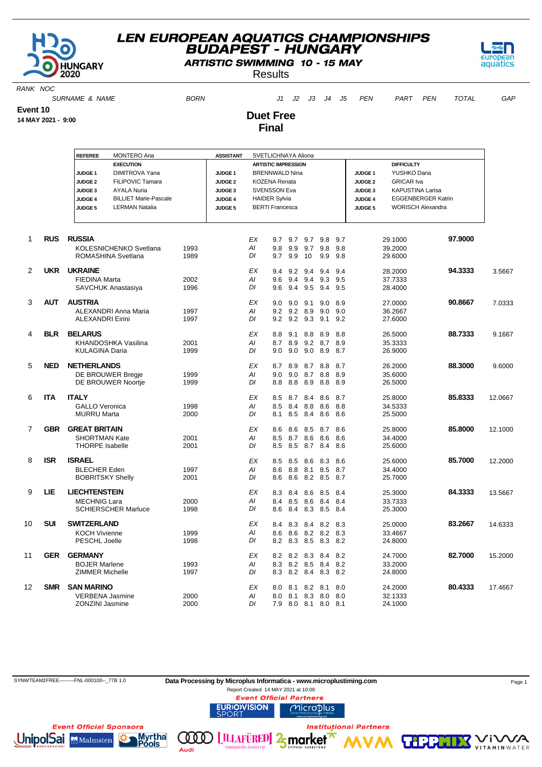# LEN EUROPEAN AQUATICS CHAMPIONSHIPS
## BUDAPEST - HUNGARY
### ARTISTIC SWIMMING 10 - 15 MAY
Results

**Event 10**
**14 MAY 2021 - 9:00**

## Duet Free
## Final

| | | | | | |
|---|---|---|---|---|---|
| **REFEREE** | MONTERO Ana | **ASSISTANT** | SVETLICHNAYA Aliona | | |
| | **EXECUTION** | | **ARTISTIC IMPRESSION** | | **DIFFICULTY** |
| **JUDGE 1** | DIMITROVA Yana | **JUDGE 1** | BRENNWALD Nina | **JUDGE 1** | YUSHKO Daria |
| **JUDGE 2** | FILIPOVIC Tamara | **JUDGE 2** | KOZENA Renata | **JUDGE 2** | GRICAR Iva |
| **JUDGE 3** | AYALA Nuria | **JUDGE 3** | SVENSSON Eva | **JUDGE 3** | KAPUSTINA Larisa |
| **JUDGE 4** | BILLIET Marie-Pascale | **JUDGE 4** | HAIDER Sylvia | **JUDGE 4** | EGGENBERGER Katrin |
| **JUDGE 5** | LERMAN Natalia | **JUDGE 5** | BERTI Francesca | **JUDGE 5** | WORISCH Alexandra |

| RANK | NOC | SURNAME & NAME | BORN | | J1 | J2 | J3 | J4 | J5 | PEN | PART | PEN | TOTAL | GAP |
|---|---|---|---|---|---|---|---|---|---|---|---|---|---|---|
| 1 | **RUS** | **RUSSIA** | | EX | 9.7 | 9.7 | 9.7 | 9.8 | 9.7 | | 29.1000 | | **97.9000** | |
| | | KOLESNICHENKO Svetlana | 1993 | AI | 9.8 | 9.9 | 9.7 | 9.8 | 9.8 | | 39.2000 | | | |
| | | ROMASHINA Svetlana | 1989 | DI | 9.7 | 9.9 | 10 | 9.9 | 9.8 | | 29.6000 | | | |
| 2 | **UKR** | **UKRAINE** | | EX | 9.4 | 9.2 | 9.4 | 9.4 | 9.4 | | 28.2000 | | **94.3333** | 3.5667 |
| | | FIEDINA Marta | 2002 | AI | 9.6 | 9.4 | 9.4 | 9.3 | 9.5 | | 37.7333 | | | |
| | | SAVCHUK Anastasiya | 1996 | DI | 9.6 | 9.4 | 9.5 | 9.4 | 9.5 | | 28.4000 | | | |
| 3 | **AUT** | **AUSTRIA** | | EX | 9.0 | 9.0 | 9.1 | 9.0 | 8.9 | | 27.0000 | | **90.8667** | 7.0333 |
| | | ALEXANDRI Anna Maria | 1997 | AI | 9.2 | 9.2 | 8.9 | 9.0 | 9.0 | | 36.2667 | | | |
| | | ALEXANDRI Eirini | 1997 | DI | 9.2 | 9.2 | 9.3 | 9.1 | 9.2 | | 27.6000 | | | |
| 4 | **BLR** | **BELARUS** | | EX | 8.8 | 9.1 | 8.8 | 8.9 | 8.8 | | 26.5000 | | **88.7333** | 9.1667 |
| | | KHANDOSHKA Vasilina | 2001 | AI | 8.7 | 8.9 | 9.2 | 8.7 | 8.9 | | 35.3333 | | | |
| | | KULAGINA Daria | 1999 | DI | 9.0 | 9.0 | 9.0 | 8.9 | 8.7 | | 26.9000 | | | |
| 5 | **NED** | **NETHERLANDS** | | EX | 8.7 | 8.9 | 8.7 | 8.8 | 8.7 | | 26.2000 | | **88.3000** | 9.6000 |
| | | DE BROUWER Bregje | 1999 | AI | 9.0 | 9.0 | 8.7 | 8.8 | 8.9 | | 35.6000 | | | |
| | | DE BROUWER Noortje | 1999 | DI | 8.8 | 8.8 | 8.9 | 8.8 | 8.9 | | 26.5000 | | | |
| 6 | **ITA** | **ITALY** | | EX | 8.5 | 8.7 | 8.4 | 8.6 | 8.7 | | 25.8000 | | **85.8333** | 12.0667 |
| | | GALLO Veronica | 1998 | AI | 8.5 | 8.4 | 8.8 | 8.6 | 8.8 | | 34.5333 | | | |
| | | MURRU Marta | 2000 | DI | 8.1 | 8.5 | 8.4 | 8.6 | 8.6 | | 25.5000 | | | |
| 7 | **GBR** | **GREAT BRITAIN** | | EX | 8.6 | 8.6 | 8.5 | 8.7 | 8.6 | | 25.8000 | | **85.8000** | 12.1000 |
| | | SHORTMAN Kate | 2001 | AI | 8.5 | 8.7 | 8.6 | 8.6 | 8.6 | | 34.4000 | | | |
| | | THORPE Isabelle | 2001 | DI | 8.5 | 8.5 | 8.7 | 8.4 | 8.6 | | 25.6000 | | | |
| 8 | **ISR** | **ISRAEL** | | EX | 8.5 | 8.5 | 8.6 | 8.3 | 8.6 | | 25.6000 | | **85.7000** | 12.2000 |
| | | BLECHER Eden | 1997 | AI | 8.6 | 8.8 | 8.1 | 8.5 | 8.7 | | 34.4000 | | | |
| | | BOBRITSKY Shelly | 2001 | DI | 8.6 | 8.6 | 8.2 | 8.5 | 8.7 | | 25.7000 | | | |
| 9 | **LIE** | **LIECHTENSTEIN** | | EX | 8.3 | 8.4 | 8.6 | 8.5 | 8.4 | | 25.3000 | | **84.3333** | 13.5667 |
| | | MECHNIG Lara | 2000 | AI | 8.4 | 8.5 | 8.6 | 8.4 | 8.4 | | 33.7333 | | | |
| | | SCHIERSCHER Marluce | 1998 | DI | 8.6 | 8.4 | 8.3 | 8.5 | 8.4 | | 25.3000 | | | |
| 10 | **SUI** | **SWITZERLAND** | | EX | 8.4 | 8.3 | 8.4 | 8.2 | 8.3 | | 25.0000 | | **83.2667** | 14.6333 |
| | | KOCH Vivienne | 1999 | AI | 8.6 | 8.6 | 8.2 | 8.2 | 8.3 | | 33.4667 | | | |
| | | PESCHL Joelle | 1998 | DI | 8.2 | 8.3 | 8.5 | 8.3 | 8.2 | | 24.8000 | | | |
| 11 | **GER** | **GERMANY** | | EX | 8.2 | 8.2 | 8.3 | 8.4 | 8.2 | | 24.7000 | | **82.7000** | 15.2000 |
| | | BOJER Marlene | 1993 | AI | 8.3 | 8.2 | 8.5 | 8.4 | 8.2 | | 33.2000 | | | |
| | | ZIMMER Michelle | 1997 | DI | 8.3 | 8.2 | 8.4 | 8.3 | 8.2 | | 24.8000 | | | |
| 12 | **SMR** | **SAN MARINO** | | EX | 8.0 | 8.1 | 8.2 | 8.1 | 8.0 | | 24.2000 | | **80.4333** | 17.4667 |
| | | VERBENA Jasmine | 2000 | AI | 8.0 | 8.1 | 8.3 | 8.0 | 8.0 | | 32.1333 | | | |
| | | ZONZINI Jasmine | 2000 | DI | 7.9 | 8.0 | 8.1 | 8.0 | 8.1 | | 24.1000 | | | |

SYNWTEAM2FREE---------FNL-000100--_77B 1.0

**Data Processing by Microplus Informatica - www.microplustiming.com**

Report Created 14 MAY 2021 at 10:09

Event Official Partners

Event Official Sponsors

Institutional Partners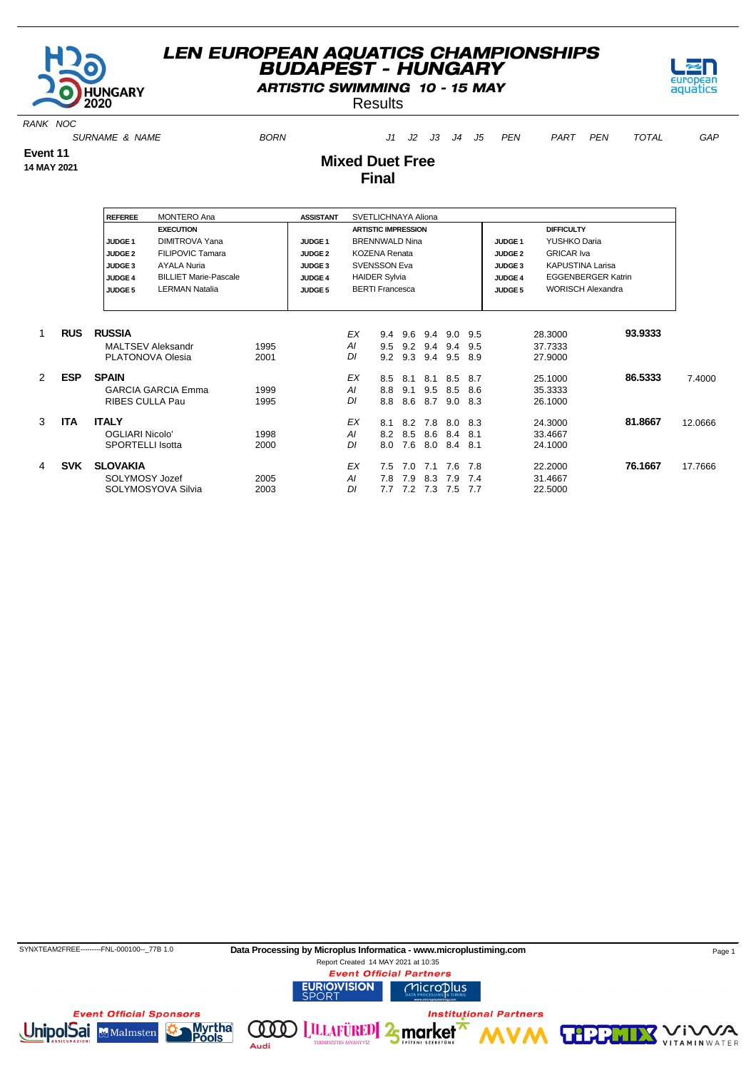# LEN EUROPEAN AQUATICS CHAMPIONSHIPS
## BUDAPEST - HUNGARY
### ARTISTIC SWIMMING 10 - 15 MAY
Results

**Event 11**
**14 MAY 2021**

## Mixed Duet Free
### Final

| | | | | | |
|---|---|---|---|---|---|
| **REFEREE** | MONTERO Ana | **ASSISTANT** | SVETLICHNAYA Aliona | | |
| | **EXECUTION** | | **ARTISTIC IMPRESSION** | | **DIFFICULTY** |
| **JUDGE 1** | DIMITROVA Yana | **JUDGE 1** | BRENNWALD Nina | **JUDGE 1** | YUSHKO Daria |
| **JUDGE 2** | FILIPOVIC Tamara | **JUDGE 2** | KOZENA Renata | **JUDGE 2** | GRICAR Iva |
| **JUDGE 3** | AYALA Nuria | **JUDGE 3** | SVENSSON Eva | **JUDGE 3** | KAPUSTINA Larisa |
| **JUDGE 4** | BILLIET Marie-Pascale | **JUDGE 4** | HAIDER Sylvia | **JUDGE 4** | EGGENBERGER Katrin |
| **JUDGE 5** | LERMAN Natalia | **JUDGE 5** | BERTI Francesca | **JUDGE 5** | WORISCH Alexandra |

| RANK | NOC | SURNAME & NAME | BORN | | J1 | J2 | J3 | J4 | J5 | PEN | PART | PEN | TOTAL | GAP |
|---|---|---|---|---|---|---|---|---|---|---|---|---|---|---|
| 1 | **RUS** | **RUSSIA** | | EX | 9.4 | 9.6 | 9.4 | 9.0 | 9.5 | | 28.3000 | | **93.9333** | |
| | | MALTSEV Aleksandr | 1995 | AI | 9.5 | 9.2 | 9.4 | 9.4 | 9.5 | | 37.7333 | | | |
| | | PLATONOVA Olesia | 2001 | DI | 9.2 | 9.3 | 9.4 | 9.5 | 8.9 | | 27.9000 | | | |
| 2 | **ESP** | **SPAIN** | | EX | 8.5 | 8.1 | 8.1 | 8.5 | 8.7 | | 25.1000 | | **86.5333** | 7.4000 |
| | | GARCIA GARCIA Emma | 1999 | AI | 8.8 | 9.1 | 9.5 | 8.5 | 8.6 | | 35.3333 | | | |
| | | RIBES CULLA Pau | 1995 | DI | 8.8 | 8.6 | 8.7 | 9.0 | 8.3 | | 26.1000 | | | |
| 3 | **ITA** | **ITALY** | | EX | 8.1 | 8.2 | 7.8 | 8.0 | 8.3 | | 24.3000 | | **81.8667** | 12.0666 |
| | | OGLIARI Nicolo' | 1998 | AI | 8.2 | 8.5 | 8.6 | 8.4 | 8.1 | | 33.4667 | | | |
| | | SPORTELLI Isotta | 2000 | DI | 8.0 | 7.6 | 8.0 | 8.4 | 8.1 | | 24.1000 | | | |
| 4 | **SVK** | **SLOVAKIA** | | EX | 7.5 | 7.0 | 7.1 | 7.6 | 7.8 | | 22.2000 | | **76.1667** | 17.7666 |
| | | SOLYMOSY Jozef | 2005 | AI | 7.8 | 7.9 | 8.3 | 7.9 | 7.4 | | 31.4667 | | | |
| | | SOLYMOSYOVA Silvia | 2003 | DI | 7.7 | 7.2 | 7.3 | 7.5 | 7.7 | | 22.5000 | | | |

SYNXTEAM2FREE---------FNL-000100--_77B 1.0 **Data Processing by Microplus Informatica - www.microplustiming.com**
Report Created 14 MAY 2021 at 10:35

Event Official Partners
Event Official Sponsors
Institutional Partners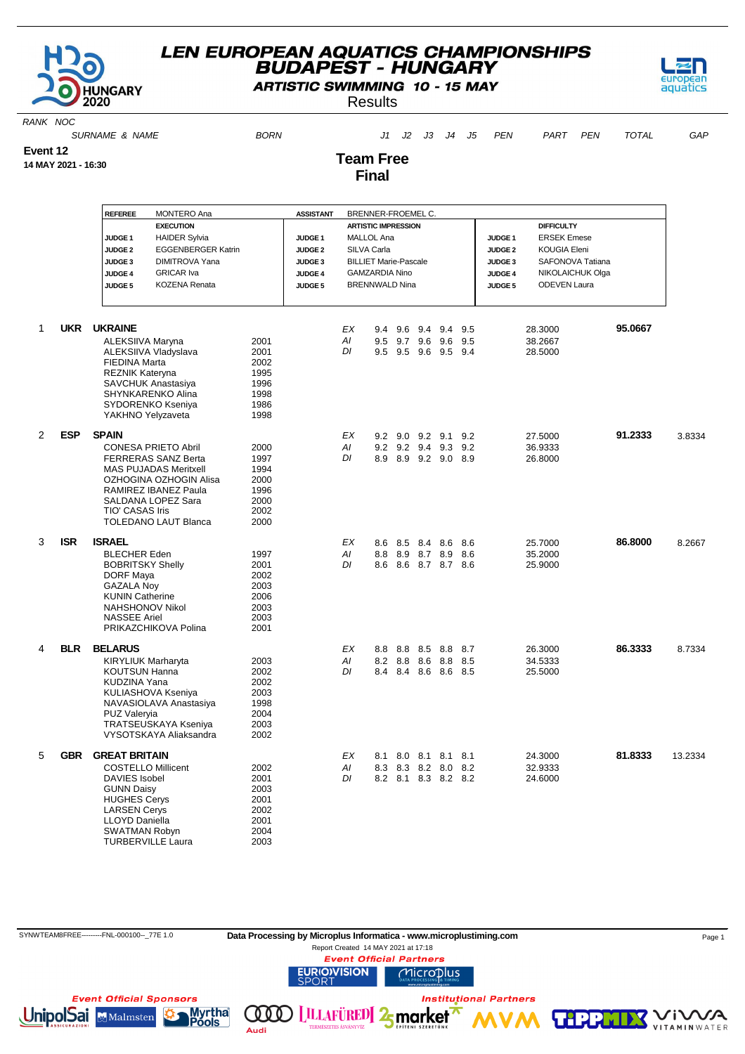# LEN EUROPEAN AQUATICS CHAMPIONSHIPS
## BUDAPEST - HUNGARY
### ARTISTIC SWIMMING 10 - 15 MAY

Results

**Event 12**
**14 MAY 2021 - 16:30**

## Team Free
## Final

| | | | | | |
|---|---|---|---|---|---|
| **REFEREE** | MONTERO Ana | **ASSISTANT** | BRENNER-FROEMEL C. | | |
| | **EXECUTION** | | **ARTISTIC IMPRESSION** | | **DIFFICULTY** |
| **JUDGE 1** | HAIDER Sylvia | **JUDGE 1** | MALLOL Ana | **JUDGE 1** | ERSEK Emese |
| **JUDGE 2** | EGGENBERGER Katrin | **JUDGE 2** | SILVA Carla | **JUDGE 2** | KOUGIA Eleni |
| **JUDGE 3** | DIMITROVA Yana | **JUDGE 3** | BILLIET Marie-Pascale | **JUDGE 3** | SAFONOVA Tatiana |
| **JUDGE 4** | GRICAR Iva | **JUDGE 4** | GAMZARDIA Nino | **JUDGE 4** | NIKOLAICHUK Olga |
| **JUDGE 5** | KOZENA Renata | **JUDGE 5** | BRENNWALD Nina | **JUDGE 5** | ODEVEN Laura |

| RANK | NOC | SURNAME & NAME | BORN | | J1 | J2 | J3 | J4 | J5 | PEN | PART | PEN | TOTAL | GAP |
|---|---|---|---|---|---|---|---|---|---|---|---|---|---|---|
| 1 | **UKR** | **UKRAINE** | | EX | 9.4 | 9.6 | 9.4 | 9.4 | 9.5 | | 28.3000 | | **95.0667** | |
| | | ALEKSIIVA Maryna | 2001 | AI | 9.5 | 9.7 | 9.6 | 9.6 | 9.5 | | 38.2667 | | | |
| | | ALEKSIIVA Vladyslava | 2001 | DI | 9.5 | 9.5 | 9.6 | 9.5 | 9.4 | | 28.5000 | | | |
| | | FIEDINA Marta | 2002 | | | | | | | | | | | |
| | | REZNIK Kateryna | 1995 | | | | | | | | | | | |
| | | SAVCHUK Anastasiya | 1996 | | | | | | | | | | | |
| | | SHYNKARENKO Alina | 1998 | | | | | | | | | | | |
| | | SYDORENKO Kseniya | 1986 | | | | | | | | | | | |
| | | YAKHNO Yelyzaveta | 1998 | | | | | | | | | | | |
| 2 | **ESP** | **SPAIN** | | EX | 9.2 | 9.0 | 9.2 | 9.1 | 9.2 | | 27.5000 | | **91.2333** | 3.8334 |
| | | CONESA PRIETO Abril | 2000 | AI | 9.2 | 9.2 | 9.4 | 9.3 | 9.2 | | 36.9333 | | | |
| | | FERRERAS SANZ Berta | 1997 | DI | 8.9 | 8.9 | 9.2 | 9.0 | 8.9 | | 26.8000 | | | |
| | | MAS PUJADAS Meritxell | 1994 | | | | | | | | | | | |
| | | OZHOGINA OZHOGIN Alisa | 2000 | | | | | | | | | | | |
| | | RAMIREZ IBANEZ Paula | 1996 | | | | | | | | | | | |
| | | SALDANA LOPEZ Sara | 2000 | | | | | | | | | | | |
| | | TIO' CASAS Iris | 2002 | | | | | | | | | | | |
| | | TOLEDANO LAUT Blanca | 2000 | | | | | | | | | | | |
| 3 | **ISR** | **ISRAEL** | | EX | 8.6 | 8.5 | 8.4 | 8.6 | 8.6 | | 25.7000 | | **86.8000** | 8.2667 |
| | | BLECHER Eden | 1997 | AI | 8.8 | 8.9 | 8.7 | 8.9 | 8.6 | | 35.2000 | | | |
| | | BOBRITSKY Shelly | 2001 | DI | 8.6 | 8.6 | 8.7 | 8.7 | 8.6 | | 25.9000 | | | |
| | | DORF Maya | 2002 | | | | | | | | | | | |
| | | GAZALA Noy | 2003 | | | | | | | | | | | |
| | | KUNIN Catherine | 2006 | | | | | | | | | | | |
| | | NAHSHONOV Nikol | 2003 | | | | | | | | | | | |
| | | NASSEE Ariel | 2003 | | | | | | | | | | | |
| | | PRIKAZCHIKOVA Polina | 2001 | | | | | | | | | | | |
| 4 | **BLR** | **BELARUS** | | EX | 8.8 | 8.8 | 8.5 | 8.8 | 8.7 | | 26.3000 | | **86.3333** | 8.7334 |
| | | KIRYLIUK Marharyta | 2003 | AI | 8.2 | 8.8 | 8.6 | 8.8 | 8.5 | | 34.5333 | | | |
| | | KOUTSUN Hanna | 2002 | DI | 8.4 | 8.4 | 8.6 | 8.6 | 8.5 | | 25.5000 | | | |
| | | KUDZINA Yana | 2002 | | | | | | | | | | | |
| | | KULIASHOVA Kseniya | 2003 | | | | | | | | | | | |
| | | NAVASIOLAVA Anastasiya | 1998 | | | | | | | | | | | |
| | | PUZ Valeryia | 2004 | | | | | | | | | | | |
| | | TRATSEUSKAYA Kseniya | 2003 | | | | | | | | | | | |
| | | VYSOTSKAYA Aliaksandra | 2002 | | | | | | | | | | | |
| 5 | **GBR** | **GREAT BRITAIN** | | EX | 8.1 | 8.0 | 8.1 | 8.1 | 8.1 | | 24.3000 | | **81.8333** | 13.2334 |
| | | COSTELLO Millicent | 2002 | AI | 8.3 | 8.3 | 8.2 | 8.0 | 8.2 | | 32.9333 | | | |
| | | DAVIES Isobel | 2001 | DI | 8.2 | 8.1 | 8.3 | 8.2 | 8.2 | | 24.6000 | | | |
| | | GUNN Daisy | 2003 | | | | | | | | | | | |
| | | HUGHES Cerys | 2001 | | | | | | | | | | | |
| | | LARSEN Cerys | 2002 | | | | | | | | | | | |
| | | LLOYD Daniella | 2001 | | | | | | | | | | | |
| | | SWATMAN Robyn | 2004 | | | | | | | | | | | |
| | | TURBERVILLE Laura | 2003 | | | | | | | | | | | |

SYNWTEAM8FREE---------FNL-000100--_77E 1.0

**Data Processing by Microplus Informatica - www.microplustiming.com**

Report Created 14 MAY 2021 at 17:18

*Event Official Partners*

*Event Official Sponsors*

*Institutional Partners*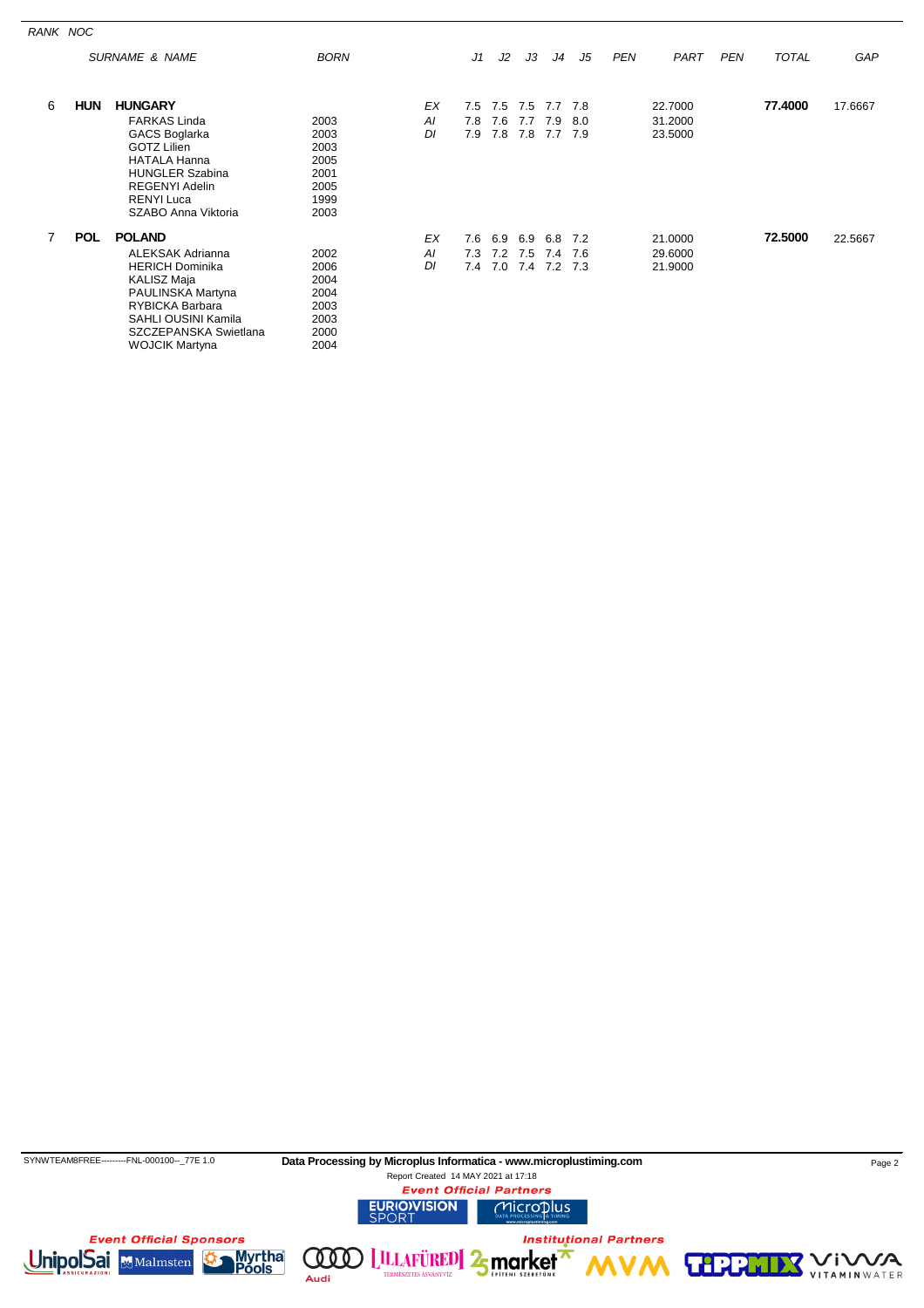| RANK | NOC | SURNAME & NAME | BORN | | J1 | J2 | J3 | J4 | J5 | PEN | PART | PEN | TOTAL | GAP |
|---|---|---|---|---|---|---|---|---|---|---|---|---|---|---|
| 6 | HUN | **HUNGARY** | | EX | 7.5 | 7.5 | 7.5 | 7.7 | 7.8 | | 22.7000 | | **77.4000** | 17.6667 |
| | | FARKAS Linda | 2003 | AI | 7.8 | 7.6 | 7.7 | 7.9 | 8.0 | | 31.2000 | | | |
| | | GACS Boglarka | 2003 | DI | 7.9 | 7.8 | 7.8 | 7.7 | 7.9 | | 23.5000 | | | |
| | | GOTZ Lilien | 2003 | | | | | | | | | | | |
| | | HATALA Hanna | 2005 | | | | | | | | | | | |
| | | HUNGLER Szabina | 2001 | | | | | | | | | | | |
| | | REGENYI Adelin | 2005 | | | | | | | | | | | |
| | | RENYI Luca | 1999 | | | | | | | | | | | |
| | | SZABO Anna Viktoria | 2003 | | | | | | | | | | | |
| 7 | POL | **POLAND** | | EX | 7.6 | 6.9 | 6.9 | 6.8 | 7.2 | | 21.0000 | | **72.5000** | 22.5667 |
| | | ALEKSAK Adrianna | 2002 | AI | 7.3 | 7.2 | 7.5 | 7.4 | 7.6 | | 29.6000 | | | |
| | | HERICH Dominika | 2006 | DI | 7.4 | 7.0 | 7.4 | 7.2 | 7.3 | | 21.9000 | | | |
| | | KALISZ Maja | 2004 | | | | | | | | | | | |
| | | PAULINSKA Martyna | 2004 | | | | | | | | | | | |
| | | RYBICKA Barbara | 2003 | | | | | | | | | | | |
| | | SAHLI OUSINI Kamila | 2003 | | | | | | | | | | | |
| | | SZCZEPANSKA Swietlana | 2000 | | | | | | | | | | | |
| | | WOJCIK Martyna | 2004 | | | | | | | | | | | |

SYNWTEAM8FREE---------FNL-000100--_77E 1.0

**Data Processing by Microplus Informatica - www.microplustiming.com**

Report Created 14 MAY 2021 at 17:18

Event Official Partners

Event Official Sponsors

Institutional Partners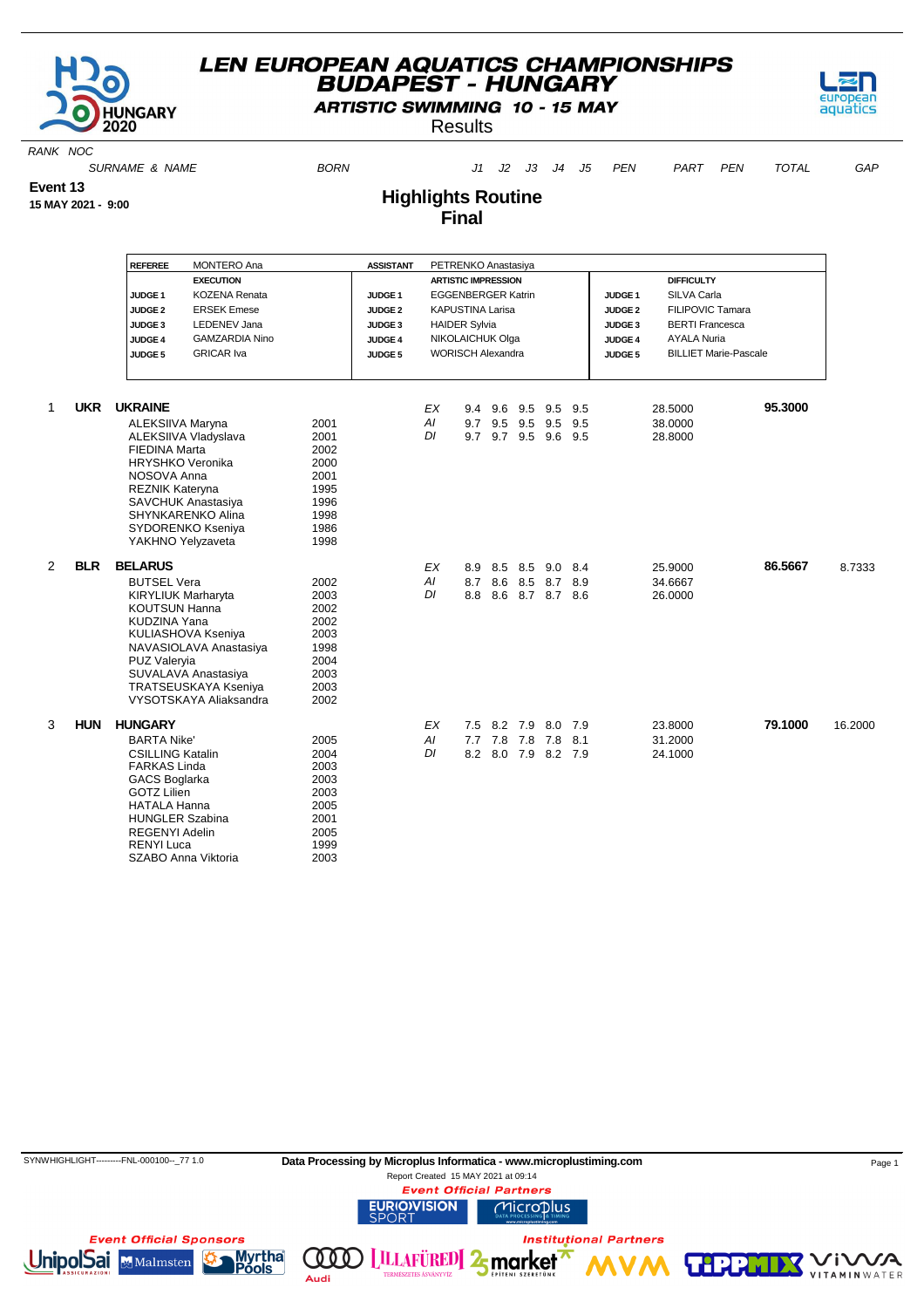# LEN EUROPEAN AQUATICS CHAMPIONSHIPS
## BUDAPEST - HUNGARY
### ARTISTIC SWIMMING 10 - 15 MAY
Results

**Event 13**
**15 MAY 2021 - 9:00**

## Highlights Routine
## Final

| | | | | | |
|---|---|---|---|---|---|
| **REFEREE** | MONTERO Ana | **ASSISTANT** | PETRENKO Anastasiya | | |
| | **EXECUTION** | | **ARTISTIC IMPRESSION** | | **DIFFICULTY** |
| **JUDGE 1** | KOZENA Renata | **JUDGE 1** | EGGENBERGER Katrin | **JUDGE 1** | SILVA Carla |
| **JUDGE 2** | ERSEK Emese | **JUDGE 2** | KAPUSTINA Larisa | **JUDGE 2** | FILIPOVIC Tamara |
| **JUDGE 3** | LEDENEV Jana | **JUDGE 3** | HAIDER Sylvia | **JUDGE 3** | BERTI Francesca |
| **JUDGE 4** | GAMZARDIA Nino | **JUDGE 4** | NIKOLAICHUK Olga | **JUDGE 4** | AYALA Nuria |
| **JUDGE 5** | GRICAR Iva | **JUDGE 5** | WORISCH Alexandra | **JUDGE 5** | BILLIET Marie-Pascale |

| RANK | NOC | SURNAME & NAME | BORN | | J1 | J2 | J3 | J4 | J5 | PEN | PART | PEN | TOTAL | GAP |
|---|---|---|---|---|---|---|---|---|---|---|---|---|---|---|
| 1 | **UKR** | **UKRAINE** | | EX | 9.4 | 9.6 | 9.5 | 9.5 | 9.5 | | 28.5000 | | **95.3000** | |
| | | ALEKSIIVA Maryna | 2001 | AI | 9.7 | 9.5 | 9.5 | 9.5 | 9.5 | | 38.0000 | | | |
| | | ALEKSIIVA Vladyslava | 2001 | DI | 9.7 | 9.7 | 9.5 | 9.6 | 9.5 | | 28.8000 | | | |
| | | FIEDINA Marta | 2002 | | | | | | | | | | | |
| | | HRYSHKO Veronika | 2000 | | | | | | | | | | | |
| | | NOSOVA Anna | 2001 | | | | | | | | | | | |
| | | REZNIK Kateryna | 1995 | | | | | | | | | | | |
| | | SAVCHUK Anastasiya | 1996 | | | | | | | | | | | |
| | | SHYNKARENKO Alina | 1998 | | | | | | | | | | | |
| | | SYDORENKO Kseniya | 1986 | | | | | | | | | | | |
| | | YAKHNO Yelyzaveta | 1998 | | | | | | | | | | | |
| 2 | **BLR** | **BELARUS** | | EX | 8.9 | 8.5 | 8.5 | 9.0 | 8.4 | | 25.9000 | | **86.5667** | 8.7333 |
| | | BUTSEL Vera | 2002 | AI | 8.7 | 8.6 | 8.5 | 8.7 | 8.9 | | 34.6667 | | | |
| | | KIRYLIUK Marharyta | 2003 | DI | 8.8 | 8.6 | 8.7 | 8.7 | 8.6 | | 26.0000 | | | |
| | | KOUTSUN Hanna | 2002 | | | | | | | | | | | |
| | | KUDZINA Yana | 2002 | | | | | | | | | | | |
| | | KULIASHOVA Kseniya | 2003 | | | | | | | | | | | |
| | | NAVASIOLAVA Anastasiya | 1998 | | | | | | | | | | | |
| | | PUZ Valeryia | 2004 | | | | | | | | | | | |
| | | SUVALAVA Anastasiya | 2003 | | | | | | | | | | | |
| | | TRATSEUSKAYA Kseniya | 2003 | | | | | | | | | | | |
| | | VYSOTSKAYA Aliaksandra | 2002 | | | | | | | | | | | |
| 3 | **HUN** | **HUNGARY** | | EX | 7.5 | 8.2 | 7.9 | 8.0 | 7.9 | | 23.8000 | | **79.1000** | 16.2000 |
| | | BARTA Nike' | 2005 | AI | 7.7 | 7.8 | 7.8 | 7.8 | 8.1 | | 31.2000 | | | |
| | | CSILLING Katalin | 2004 | DI | 8.2 | 8.0 | 7.9 | 8.2 | 7.9 | | 24.1000 | | | |
| | | FARKAS Linda | 2003 | | | | | | | | | | | |
| | | GACS Boglarka | 2003 | | | | | | | | | | | |
| | | GOTZ Lilien | 2003 | | | | | | | | | | | |
| | | HATALA Hanna | 2005 | | | | | | | | | | | |
| | | HUNGLER Szabina | 2001 | | | | | | | | | | | |
| | | REGENYI Adelin | 2005 | | | | | | | | | | | |
| | | RENYI Luca | 1999 | | | | | | | | | | | |
| | | SZABO Anna Viktoria | 2003 | | | | | | | | | | | |

SYNWHIGHLIGHT---------FNL-000100--_77 1.0

**Data Processing by Microplus Informatica - www.microplustiming.com**
Report Created 15 MAY 2021 at 09:14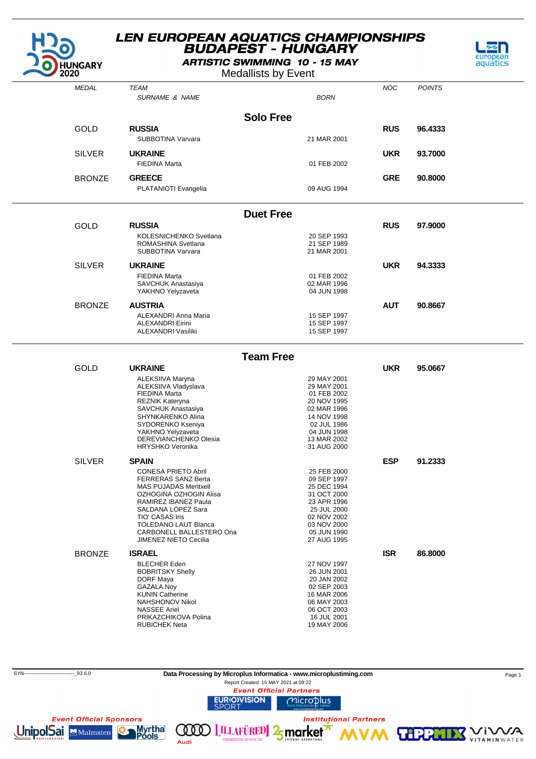# LEN EUROPEAN AQUATICS CHAMPIONSHIPS
## BUDAPEST - HUNGARY
### ARTISTIC SWIMMING 10 - 15 MAY

Medallists by Event

## Solo Free

| MEDAL | TEAM / SURNAME & NAME | BORN | NOC | POINTS |
|---|---|---|---|---|
| GOLD | **RUSSIA** | | **RUS** | **96.4333** |
| | SUBBOTINA Varvara | 21 MAR 2001 | | |
| SILVER | **UKRAINE** | | **UKR** | **93.7000** |
| | FIEDINA Marta | 01 FEB 2002 | | |
| BRONZE | **GREECE** | | **GRE** | **90.8000** |
| | PLATANIOTI Evangelia | 09 AUG 1994 | | |

## Duet Free

| MEDAL | TEAM / SURNAME & NAME | BORN | NOC | POINTS |
|---|---|---|---|---|
| GOLD | **RUSSIA** | | **RUS** | **97.9000** |
| | KOLESNICHENKO Svetlana | 20 SEP 1993 | | |
| | ROMASHINA Svetlana | 21 SEP 1989 | | |
| | SUBBOTINA Varvara | 21 MAR 2001 | | |
| SILVER | **UKRAINE** | | **UKR** | **94.3333** |
| | FIEDINA Marta | 01 FEB 2002 | | |
| | SAVCHUK Anastasiya | 02 MAR 1996 | | |
| | YAKHNO Yelyzaveta | 04 JUN 1998 | | |
| BRONZE | **AUSTRIA** | | **AUT** | **90.8667** |
| | ALEXANDRI Anna Maria | 15 SEP 1997 | | |
| | ALEXANDRI Eirini | 15 SEP 1997 | | |
| | ALEXANDRI Vasiliki | 15 SEP 1997 | | |

## Team Free

| MEDAL | TEAM / SURNAME & NAME | BORN | NOC | POINTS |
|---|---|---|---|---|
| GOLD | **UKRAINE** | | **UKR** | **95.0667** |
| | ALEKSIIVA Maryna | 29 MAY 2001 | | |
| | ALEKSIIVA Vladyslava | 29 MAY 2001 | | |
| | FIEDINA Marta | 01 FEB 2002 | | |
| | REZNIK Kateryna | 20 NOV 1995 | | |
| | SAVCHUK Anastasiya | 02 MAR 1996 | | |
| | SHYNKARENKO Alina | 14 NOV 1998 | | |
| | SYDORENKO Kseniya | 02 JUL 1986 | | |
| | YAKHNO Yelyzaveta | 04 JUN 1998 | | |
| | DEREVIANCHENKO Olesia | 13 MAR 2002 | | |
| | HRYSHKO Veronika | 31 AUG 2000 | | |
| SILVER | **SPAIN** | | **ESP** | **91.2333** |
| | CONESA PRIETO Abril | 25 FEB 2000 | | |
| | FERRERAS SANZ Berta | 09 SEP 1997 | | |
| | MAS PUJADAS Meritxell | 25 DEC 1994 | | |
| | OZHOGINA OZHOGIN Alisa | 31 OCT 2000 | | |
| | RAMIREZ IBANEZ Paula | 23 APR 1996 | | |
| | SALDANA LOPEZ Sara | 25 JUL 2000 | | |
| | TIO' CASAS Iris | 02 NOV 2002 | | |
| | TOLEDANO LAUT Blanca | 03 NOV 2000 | | |
| | CARBONELL BALLESTERO Ona | 05 JUN 1990 | | |
| | JIMENEZ NIETO Cecilia | 27 AUG 1995 | | |
| BRONZE | **ISRAEL** | | **ISR** | **86.8000** |
| | BLECHER Eden | 27 NOV 1997 | | |
| | BOBRITSKY Shelly | 26 JUN 2001 | | |
| | DORF Maya | 20 JAN 2002 | | |
| | GAZALA Noy | 02 SEP 2003 | | |
| | KUNIN Catherine | 16 MAR 2006 | | |
| | NAHSHONOV Nikol | 06 MAY 2003 | | |
| | NASSEE Ariel | 06 OCT 2003 | | |
| | PRIKAZCHIKOVA Polina | 16 JUL 2001 | | |
| | RUBICHEK Neta | 19 MAY 2006 | | |

SYN-------------------------------_93 6.0

Data Processing by Microplus Informatica - www.microplustiming.com

Report Created 15 MAY 2021 at 09:22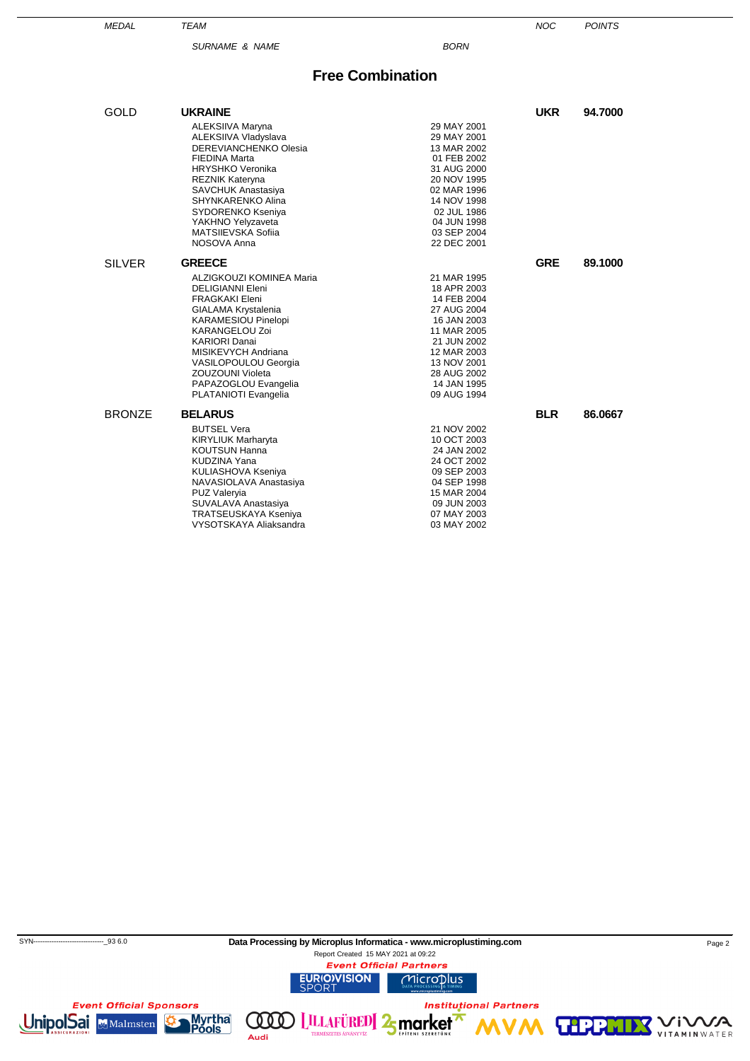| MEDAL | TEAM | | NOC | POINTS |
|---|---|---|---|---|
| | SURNAME & NAME | BORN | | |

## Free Combination

| MEDAL | TEAM / SURNAME & NAME | BORN | NOC | POINTS |
|---|---|---|---|---|
| GOLD | **UKRAINE** | | **UKR** | **94.7000** |
| | ALEKSIIVA Maryna | 29 MAY 2001 | | |
| | ALEKSIIVA Vladyslava | 29 MAY 2001 | | |
| | DEREVIANCHENKO Olesia | 13 MAR 2002 | | |
| | FIEDINA Marta | 01 FEB 2002 | | |
| | HRYSHKO Veronika | 31 AUG 2000 | | |
| | REZNIK Kateryna | 20 NOV 1995 | | |
| | SAVCHUK Anastasiya | 02 MAR 1996 | | |
| | SHYNKARENKO Alina | 14 NOV 1998 | | |
| | SYDORENKO Kseniya | 02 JUL 1986 | | |
| | YAKHNO Yelyzaveta | 04 JUN 1998 | | |
| | MATSIIEVSKA Sofiia | 03 SEP 2004 | | |
| | NOSOVA Anna | 22 DEC 2001 | | |
| SILVER | **GREECE** | | **GRE** | **89.1000** |
| | ALZIGKOUZI KOMINEA Maria | 21 MAR 1995 | | |
| | DELIGIANNI Eleni | 18 APR 2003 | | |
| | FRAGKAKI Eleni | 14 FEB 2004 | | |
| | GIALAMA Krystalenia | 27 AUG 2004 | | |
| | KARAMESIOU Pinelopi | 16 JAN 2003 | | |
| | KARANGELOU Zoi | 11 MAR 2005 | | |
| | KARIORI Danai | 21 JUN 2002 | | |
| | MISIKEVYCH Andriana | 12 MAR 2003 | | |
| | VASILOPOULOU Georgia | 13 NOV 2001 | | |
| | ZOUZOUNI Violeta | 28 AUG 2002 | | |
| | PAPAZOGLOU Evangelia | 14 JAN 1995 | | |
| | PLATANIOTI Evangelia | 09 AUG 1994 | | |
| BRONZE | **BELARUS** | | **BLR** | **86.0667** |
| | BUTSEL Vera | 21 NOV 2002 | | |
| | KIRYLIUK Marharyta | 10 OCT 2003 | | |
| | KOUTSUN Hanna | 24 JAN 2002 | | |
| | KUDZINA Yana | 24 OCT 2002 | | |
| | KULIASHOVA Kseniya | 09 SEP 2003 | | |
| | NAVASIOLAVA Anastasiya | 04 SEP 1998 | | |
| | PUZ Valeryia | 15 MAR 2004 | | |
| | SUVALAVA Anastasiya | 09 JUN 2003 | | |
| | TRATSEUSKAYA Kseniya | 07 MAY 2003 | | |
| | VYSOTSKAYA Aliaksandra | 03 MAY 2002 | | |

SYN--------------------------------_93 6.0

**Data Processing by Microplus Informatica - www.microplustiming.com**

Report Created 15 MAY 2021 at 09:22

Event Official Partners

Event Official Sponsors

Institutional Partners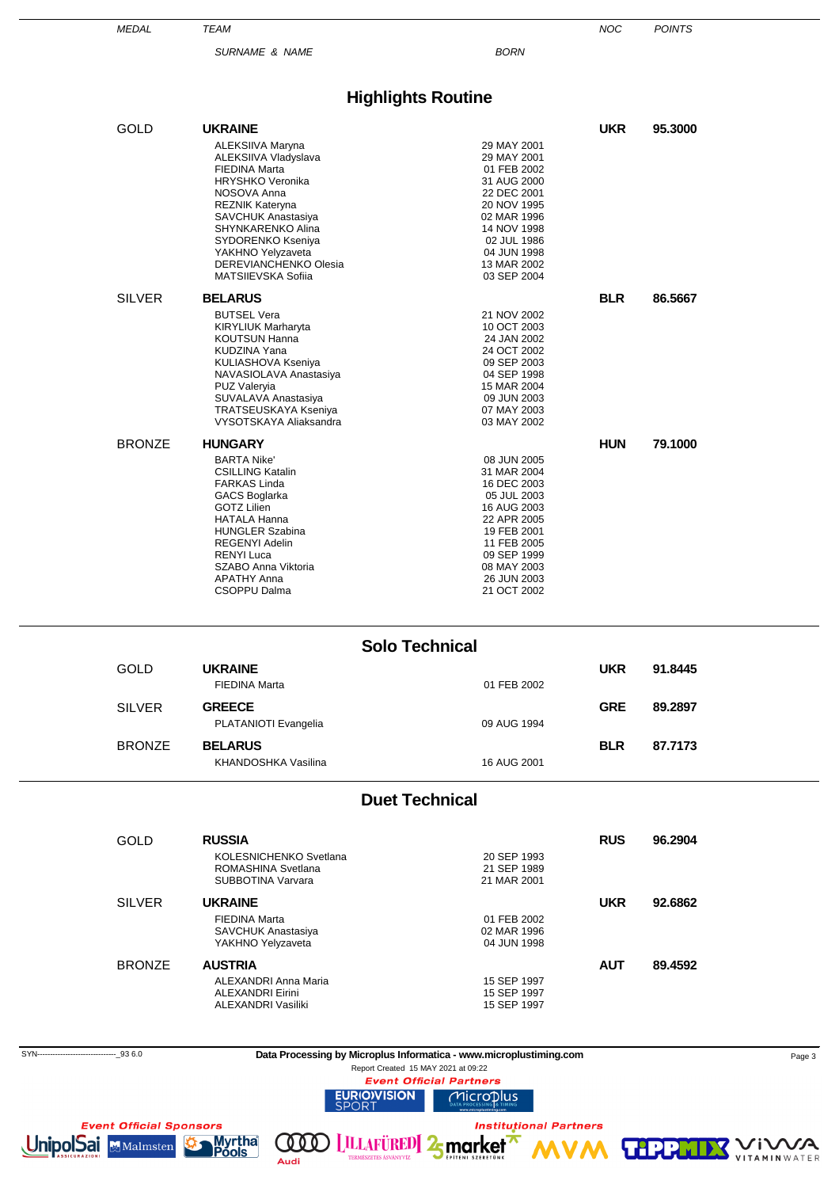| MEDAL | TEAM | | NOC | POINTS |
|---|---|---|---|---|
| | SURNAME & NAME | BORN | | |

## Highlights Routine

| | | | | |
|---|---|---|---|---|
| GOLD | **UKRAINE** | | **UKR** | **95.3000** |
| | ALEKSIIVA Maryna | 29 MAY 2001 | | |
| | ALEKSIIVA Vladyslava | 29 MAY 2001 | | |
| | FIEDINA Marta | 01 FEB 2002 | | |
| | HRYSHKO Veronika | 31 AUG 2000 | | |
| | NOSOVA Anna | 22 DEC 2001 | | |
| | REZNIK Kateryna | 20 NOV 1995 | | |
| | SAVCHUK Anastasiya | 02 MAR 1996 | | |
| | SHYNKARENKO Alina | 14 NOV 1998 | | |
| | SYDORENKO Kseniya | 02 JUL 1986 | | |
| | YAKHNO Yelyzaveta | 04 JUN 1998 | | |
| | DEREVIANCHENKO Olesia | 13 MAR 2002 | | |
| | MATSIIEVSKA Sofiia | 03 SEP 2004 | | |
| SILVER | **BELARUS** | | **BLR** | **86.5667** |
| | BUTSEL Vera | 21 NOV 2002 | | |
| | KIRYLIUK Marharyta | 10 OCT 2003 | | |
| | KOUTSUN Hanna | 24 JAN 2002 | | |
| | KUDZINA Yana | 24 OCT 2002 | | |
| | KULIASHOVA Kseniya | 09 SEP 2003 | | |
| | NAVASIOLAVA Anastasiya | 04 SEP 1998 | | |
| | PUZ Valeryia | 15 MAR 2004 | | |
| | SUVALAVA Anastasiya | 09 JUN 2003 | | |
| | TRATSEUSKAYA Kseniya | 07 MAY 2003 | | |
| | VYSOTSKAYA Aliaksandra | 03 MAY 2002 | | |
| BRONZE | **HUNGARY** | | **HUN** | **79.1000** |
| | BARTA Nike' | 08 JUN 2005 | | |
| | CSILLING Katalin | 31 MAR 2004 | | |
| | FARKAS Linda | 16 DEC 2003 | | |
| | GACS Boglarka | 05 JUL 2003 | | |
| | GOTZ Lilien | 16 AUG 2003 | | |
| | HATALA Hanna | 22 APR 2005 | | |
| | HUNGLER Szabina | 19 FEB 2001 | | |
| | REGENYI Adelin | 11 FEB 2005 | | |
| | RENYI Luca | 09 SEP 1999 | | |
| | SZABO Anna Viktoria | 08 MAY 2003 | | |
| | APATHY Anna | 26 JUN 2003 | | |
| | CSOPPU Dalma | 21 OCT 2002 | | |

## Solo Technical

| | | | | |
|---|---|---|---|---|
| GOLD | **UKRAINE** | | **UKR** | **91.8445** |
| | FIEDINA Marta | 01 FEB 2002 | | |
| SILVER | **GREECE** | | **GRE** | **89.2897** |
| | PLATANIOTI Evangelia | 09 AUG 1994 | | |
| BRONZE | **BELARUS** | | **BLR** | **87.7173** |
| | KHANDOSHKA Vasilina | 16 AUG 2001 | | |

## Duet Technical

| | | | | |
|---|---|---|---|---|
| GOLD | **RUSSIA** | | **RUS** | **96.2904** |
| | KOLESNICHENKO Svetlana | 20 SEP 1993 | | |
| | ROMASHINA Svetlana | 21 SEP 1989 | | |
| | SUBBOTINA Varvara | 21 MAR 2001 | | |
| SILVER | **UKRAINE** | | **UKR** | **92.6862** |
| | FIEDINA Marta | 01 FEB 2002 | | |
| | SAVCHUK Anastasiya | 02 MAR 1996 | | |
| | YAKHNO Yelyzaveta | 04 JUN 1998 | | |
| BRONZE | **AUSTRIA** | | **AUT** | **89.4592** |
| | ALEXANDRI Anna Maria | 15 SEP 1997 | | |
| | ALEXANDRI Eirini | 15 SEP 1997 | | |
| | ALEXANDRI Vasiliki | 15 SEP 1997 | | |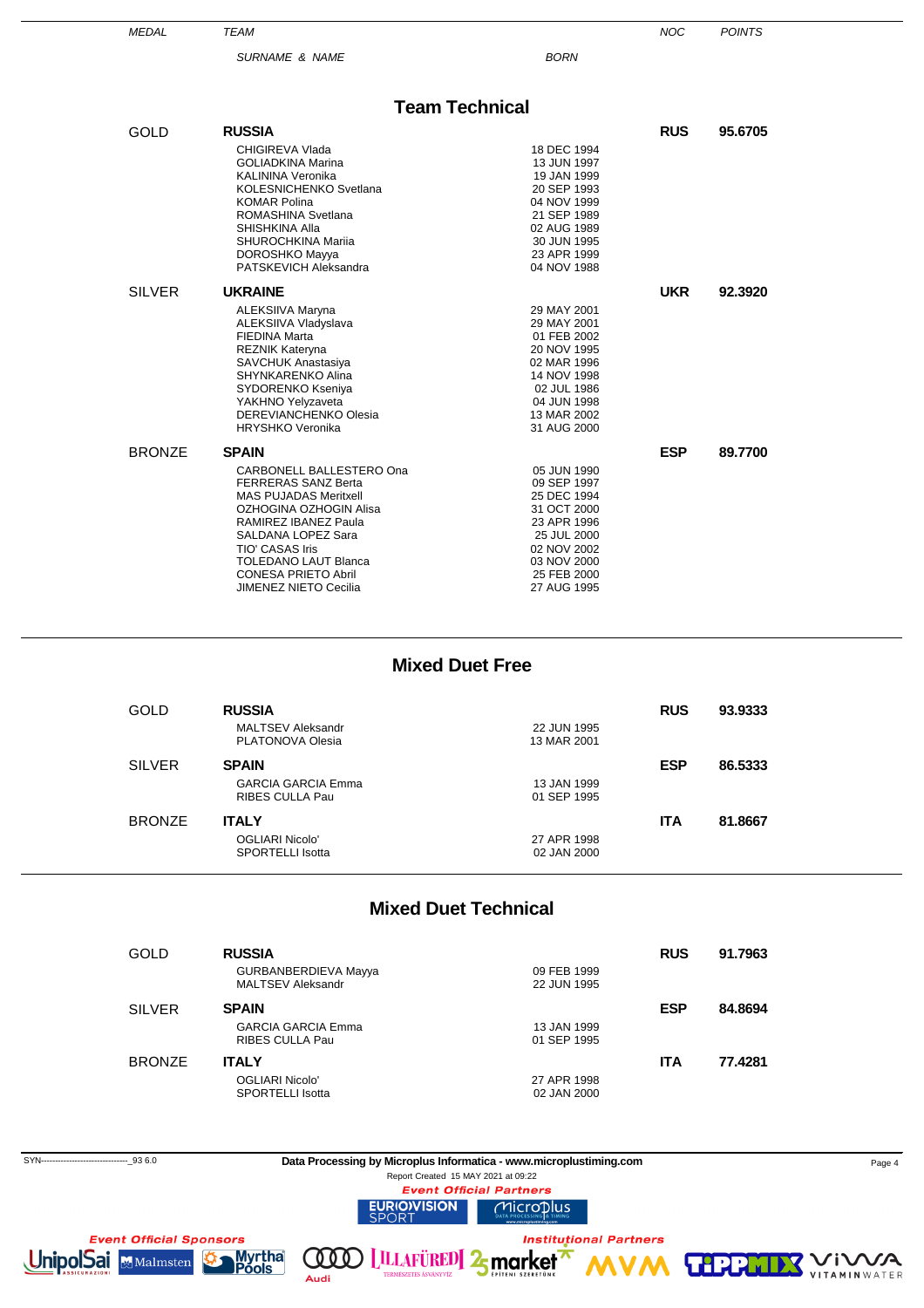| MEDAL | TEAM | | NOC | POINTS |
|---|---|---|---|---|
| | SURNAME & NAME | BORN | | |

## Team Technical

| MEDAL | TEAM / SURNAME & NAME | BORN | NOC | POINTS |
|---|---|---|---|---|
| GOLD | **RUSSIA** | | **RUS** | **95.6705** |
| | CHIGIREVA Vlada | 18 DEC 1994 | | |
| | GOLIADKINA Marina | 13 JUN 1997 | | |
| | KALININA Veronika | 19 JAN 1999 | | |
| | KOLESNICHENKO Svetlana | 20 SEP 1993 | | |
| | KOMAR Polina | 04 NOV 1999 | | |
| | ROMASHINA Svetlana | 21 SEP 1989 | | |
| | SHISHKINA Alla | 02 AUG 1989 | | |
| | SHUROCHKINA Mariia | 30 JUN 1995 | | |
| | DOROSHKO Mayya | 23 APR 1999 | | |
| | PATSKEVICH Aleksandra | 04 NOV 1988 | | |
| SILVER | **UKRAINE** | | **UKR** | **92.3920** |
| | ALEKSIIVA Maryna | 29 MAY 2001 | | |
| | ALEKSIIVA Vladyslava | 29 MAY 2001 | | |
| | FIEDINA Marta | 01 FEB 2002 | | |
| | REZNIK Kateryna | 20 NOV 1995 | | |
| | SAVCHUK Anastasiya | 02 MAR 1996 | | |
| | SHYNKARENKO Alina | 14 NOV 1998 | | |
| | SYDORENKO Kseniya | 02 JUL 1986 | | |
| | YAKHNO Yelyzaveta | 04 JUN 1998 | | |
| | DEREVIANCHENKO Olesia | 13 MAR 2002 | | |
| | HRYSHKO Veronika | 31 AUG 2000 | | |
| BRONZE | **SPAIN** | | **ESP** | **89.7700** |
| | CARBONELL BALLESTERO Ona | 05 JUN 1990 | | |
| | FERRERAS SANZ Berta | 09 SEP 1997 | | |
| | MAS PUJADAS Meritxell | 25 DEC 1994 | | |
| | OZHOGINA OZHOGIN Alisa | 31 OCT 2000 | | |
| | RAMIREZ IBANEZ Paula | 23 APR 1996 | | |
| | SALDANA LOPEZ Sara | 25 JUL 2000 | | |
| | TIO' CASAS Iris | 02 NOV 2002 | | |
| | TOLEDANO LAUT Blanca | 03 NOV 2000 | | |
| | CONESA PRIETO Abril | 25 FEB 2000 | | |
| | JIMENEZ NIETO Cecilia | 27 AUG 1995 | | |

## Mixed Duet Free

| MEDAL | TEAM / SURNAME & NAME | BORN | NOC | POINTS |
|---|---|---|---|---|
| GOLD | **RUSSIA** | | **RUS** | **93.9333** |
| | MALTSEV Aleksandr | 22 JUN 1995 | | |
| | PLATONOVA Olesia | 13 MAR 2001 | | |
| SILVER | **SPAIN** | | **ESP** | **86.5333** |
| | GARCIA GARCIA Emma | 13 JAN 1999 | | |
| | RIBES CULLA Pau | 01 SEP 1995 | | |
| BRONZE | **ITALY** | | **ITA** | **81.8667** |
| | OGLIARI Nicolo' | 27 APR 1998 | | |
| | SPORTELLI Isotta | 02 JAN 2000 | | |

## Mixed Duet Technical

| MEDAL | TEAM / SURNAME & NAME | BORN | NOC | POINTS |
|---|---|---|---|---|
| GOLD | **RUSSIA** | | **RUS** | **91.7963** |
| | GURBANBERDIEVA Mayya | 09 FEB 1999 | | |
| | MALTSEV Aleksandr | 22 JUN 1995 | | |
| SILVER | **SPAIN** | | **ESP** | **84.8694** |
| | GARCIA GARCIA Emma | 13 JAN 1999 | | |
| | RIBES CULLA Pau | 01 SEP 1995 | | |
| BRONZE | **ITALY** | | **ITA** | **77.4281** |
| | OGLIARI Nicolo' | 27 APR 1998 | | |
| | SPORTELLI Isotta | 02 JAN 2000 | | |

**Data Processing by Microplus Informatica - www.microplustiming.com**

Report Created 15 MAY 2021 at 09:22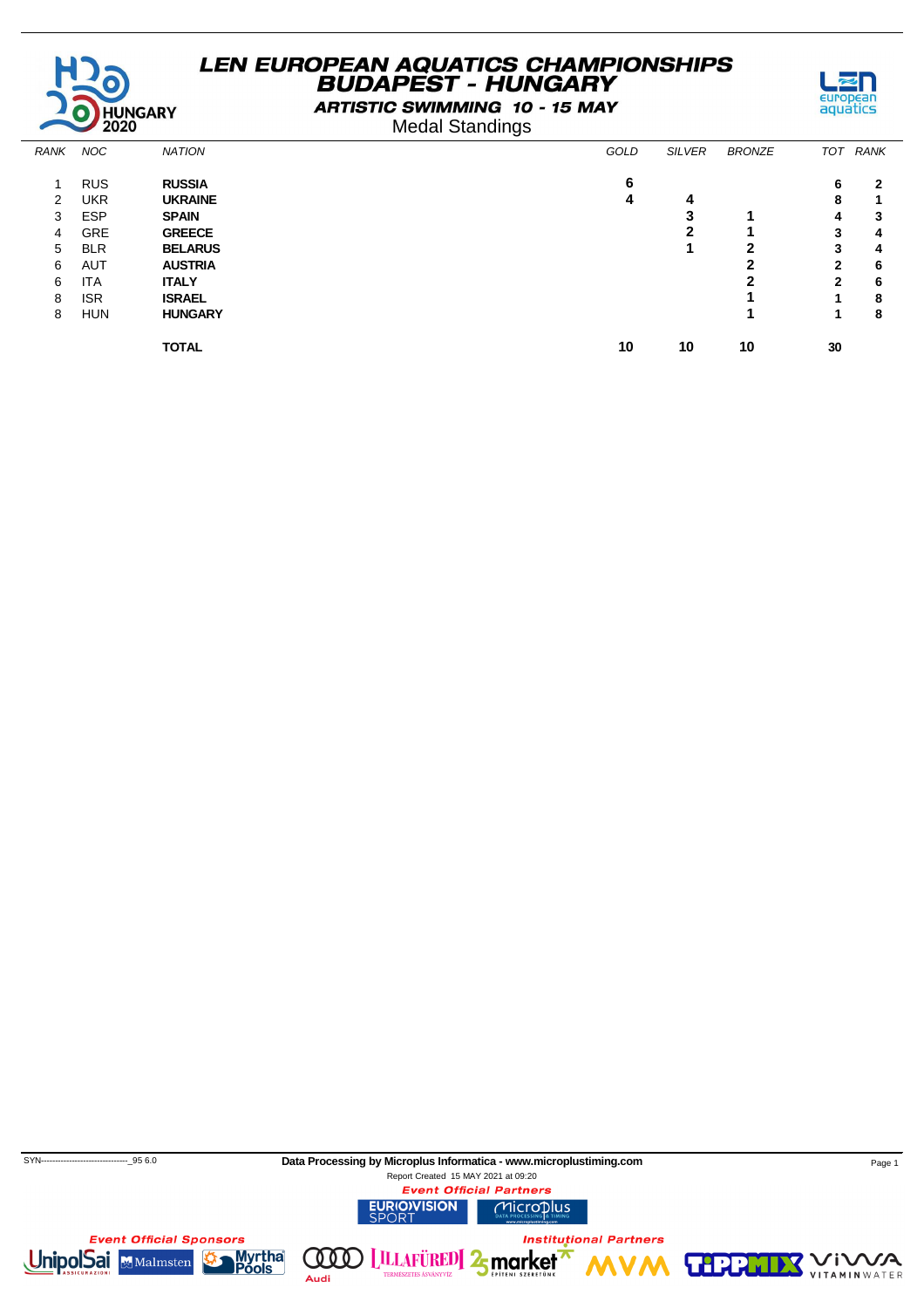# LEN EUROPEAN AQUATICS CHAMPIONSHIPS
## BUDAPEST - HUNGARY
### ARTISTIC SWIMMING 10 - 15 MAY

Medal Standings

| RANK | NOC | NATION | GOLD | SILVER | BRONZE | TOT | RANK |
|---|---|---|---|---|---|---|---|
| 1 | RUS | **RUSSIA** | **6** | | | **6** | **2** |
| 2 | UKR | **UKRAINE** | **4** | **4** | | **8** | **1** |
| 3 | ESP | **SPAIN** | | **3** | **1** | **4** | **3** |
| 4 | GRE | **GREECE** | | **2** | **1** | **3** | **4** |
| 5 | BLR | **BELARUS** | | **1** | **2** | **3** | **4** |
| 6 | AUT | **AUSTRIA** | | | **2** | **2** | **6** |
| 6 | ITA | **ITALY** | | | **2** | **2** | **6** |
| 8 | ISR | **ISRAEL** | | | **1** | **1** | **8** |
| 8 | HUN | **HUNGARY** | | | **1** | **1** | **8** |
| | | **TOTAL** | **10** | **10** | **10** | **30** | |

SYN-------------------------------_95 6.0

**Data Processing by Microplus Informatica - www.microplustiming.com**

Report Created 15 MAY 2021 at 09:20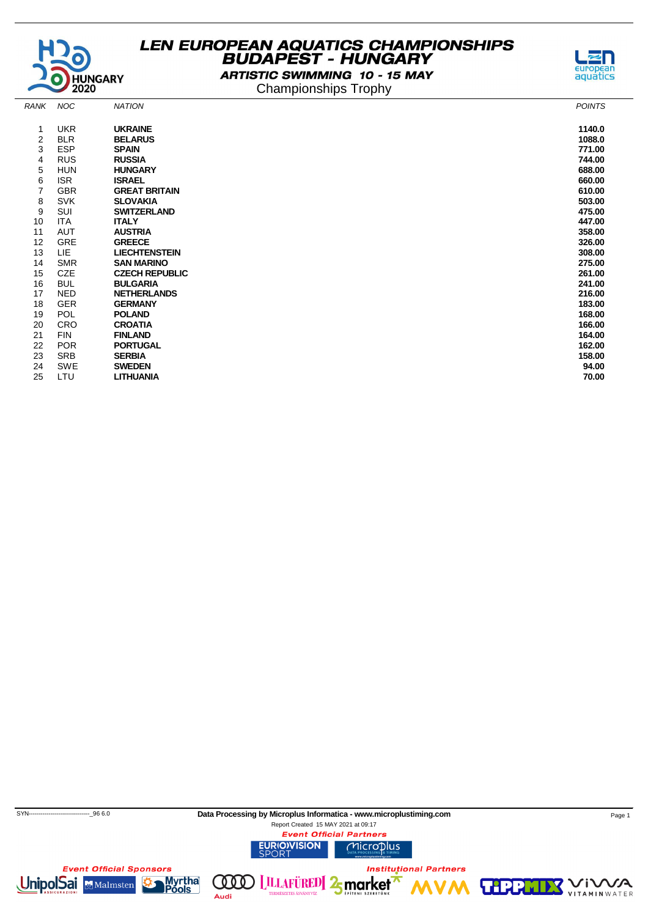# LEN EUROPEAN AQUATICS CHAMPIONSHIPS
## BUDAPEST - HUNGARY
### ARTISTIC SWIMMING 10 - 15 MAY

Championships Trophy

| *RANK* | *NOC* | *NATION* | *POINTS* |
|---|---|---|---|
| 1 | UKR | **UKRAINE** | **1140.0** |
| 2 | BLR | **BELARUS** | **1088.0** |
| 3 | ESP | **SPAIN** | **771.00** |
| 4 | RUS | **RUSSIA** | **744.00** |
| 5 | HUN | **HUNGARY** | **688.00** |
| 6 | ISR | **ISRAEL** | **660.00** |
| 7 | GBR | **GREAT BRITAIN** | **610.00** |
| 8 | SVK | **SLOVAKIA** | **503.00** |
| 9 | SUI | **SWITZERLAND** | **475.00** |
| 10 | ITA | **ITALY** | **447.00** |
| 11 | AUT | **AUSTRIA** | **358.00** |
| 12 | GRE | **GREECE** | **326.00** |
| 13 | LIE | **LIECHTENSTEIN** | **308.00** |
| 14 | SMR | **SAN MARINO** | **275.00** |
| 15 | CZE | **CZECH REPUBLIC** | **261.00** |
| 16 | BUL | **BULGARIA** | **241.00** |
| 17 | NED | **NETHERLANDS** | **216.00** |
| 18 | GER | **GERMANY** | **183.00** |
| 19 | POL | **POLAND** | **168.00** |
| 20 | CRO | **CROATIA** | **166.00** |
| 21 | FIN | **FINLAND** | **164.00** |
| 22 | POR | **PORTUGAL** | **162.00** |
| 23 | SRB | **SERBIA** | **158.00** |
| 24 | SWE | **SWEDEN** | **94.00** |
| 25 | LTU | **LITHUANIA** | **70.00** |

SYN-------------------------------_96 6.0

**Data Processing by Microplus Informatica - www.microplustiming.com**

Report Created 15 MAY 2021 at 09:17